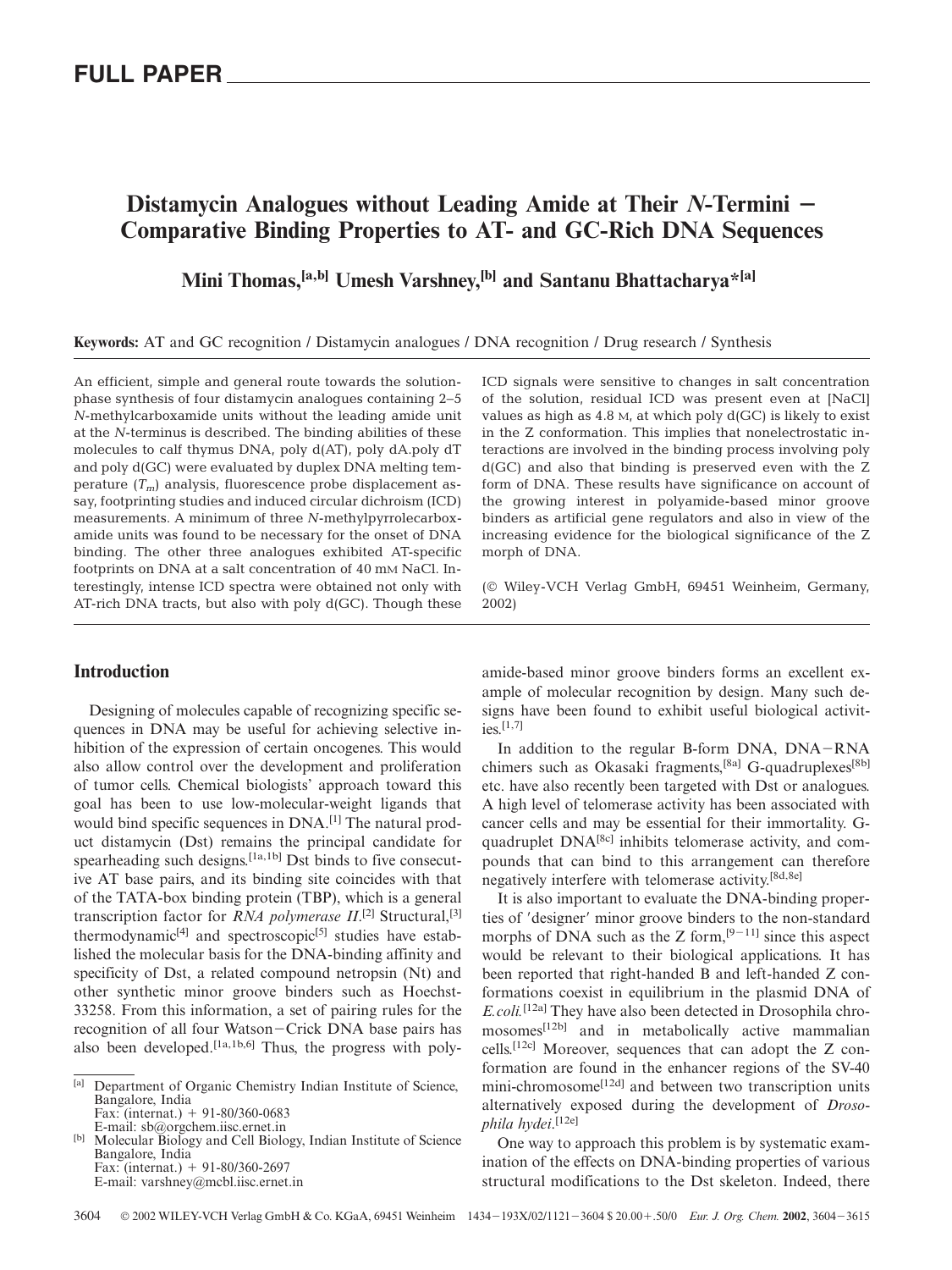# Distamycin Analogues without Leading Amide at Their *N*-Termini − Comparative Binding Properties to AT- and GC-Rich DNA Sequences

**Mini Thomas,[a,b] Umesh Varshney,[b] and Santanu Bhattacharya*[a]**

**Keywords:** AT and GC recognition / Distamycin analogues / DNA recognition / Drug research / Synthesis

An efficient, simple and general route towards the solution-phase synthesis of four distamycin analogues containing 2–5 *N*-methylcarboxamide units without the leading amide unit at the *N*-terminus is described. The binding abilities of these molecules to calf thymus DNA, poly d(AT), poly dA.poly dT and poly d(GC) were evaluated by duplex DNA melting temperature ($T_m$) analysis, fluorescence probe displacement assay, footprinting studies and induced circular dichroism (ICD) measurements. A minimum of three *N*-methylpyrrolecarboxamide units was found to be necessary for the onset of DNA binding. The other three analogues exhibited AT-specific footprints on DNA at a salt concentration of 40 mM NaCl. Interestingly, intense ICD spectra were obtained not only with AT-rich DNA tracts, but also with poly d(GC). Though these ICD signals were sensitive to changes in salt concentration of the solution, residual ICD was present even at [NaCl] values as high as 4.8 M, at which poly d(GC) is likely to exist in the Z conformation. This implies that nonelectrostatic interactions are involved in the binding process involving poly d(GC) and also that binding is preserved even with the Z form of DNA. These results have significance on account of the growing interest in polyamide-based minor groove binders as artificial gene regulators and also in view of the increasing evidence for the biological significance of the Z morph of DNA.

(© Wiley-VCH Verlag GmbH, 69451 Weinheim, Germany, 2002)

## Introduction

Designing of molecules capable of recognizing specific sequences in DNA may be useful for achieving selective inhibition of the expression of certain oncogenes. This would also allow control over the development and proliferation of tumor cells. Chemical biologists' approach toward this goal has been to use low-molecular-weight ligands that would bind specific sequences in DNA.[1] The natural product distamycin (Dst) remains the principal candidate for spearheading such designs.[1a,1b] Dst binds to five consecutive AT base pairs, and its binding site coincides with that of the TATA-box binding protein (TBP), which is a general transcription factor for *RNA polymerase II*.[2] Structural,[3] thermodynamic[4] and spectroscopic[5] studies have established the molecular basis for the DNA-binding affinity and specificity of Dst, a related compound netropsin (Nt) and other synthetic minor groove binders such as Hoechst-33258. From this information, a set of pairing rules for the recognition of all four Watson−Crick DNA base pairs has also been developed.[1a,1b,6] Thus, the progress with polyamide-based minor groove binders forms an excellent example of molecular recognition by design. Many such designs have been found to exhibit useful biological activities.[1,7]

In addition to the regular B-form DNA, DNA−RNA chimers such as Okasaki fragments,[8a] G-quadruplexes[8b] etc. have also recently been targeted with Dst or analogues. A high level of telomerase activity has been associated with cancer cells and may be essential for their immortality. G-quadruplet DNA[8c] inhibits telomerase activity, and compounds that can bind to this arrangement can therefore negatively interfere with telomerase activity.[8d,8e]

It is also important to evaluate the DNA-binding properties of 'designer' minor groove binders to the non-standard morphs of DNA such as the Z form,[9−11] since this aspect would be relevant to their biological applications. It has been reported that right-handed B and left-handed Z conformations coexist in equilibrium in the plasmid DNA of *E.coli*.[12a] They have also been detected in Drosophila chromosomes[12b] and in metabolically active mammalian cells.[12c] Moreover, sequences that can adopt the Z conformation are found in the enhancer regions of the SV-40 mini-chromosome[12d] and between two transcription units alternatively exposed during the development of *Drosophila hydei*.[12e]

One way to approach this problem is by systematic examination of the effects on DNA-binding properties of various structural modifications to the Dst skeleton. Indeed, there

[a] Department of Organic Chemistry Indian Institute of Science, Bangalore, India
Fax: (internat.) + 91-80/360-0683
E-mail: sb@orgchem.iisc.ernet.in

[b] Molecular Biology and Cell Biology, Indian Institute of Science Bangalore, India
Fax: (internat.) + 91-80/360-2697
E-mail: varshney@mcbl.iisc.ernet.in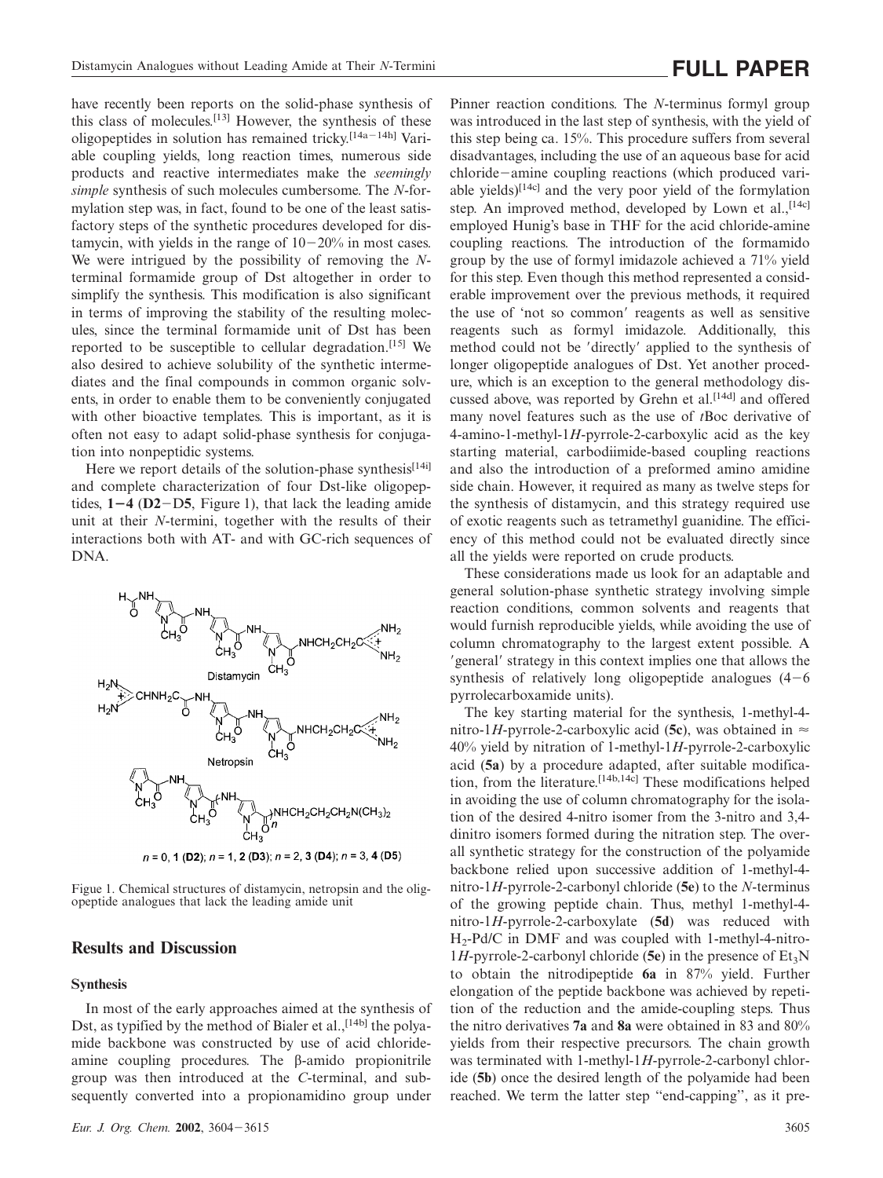have recently been reports on the solid-phase synthesis of this class of molecules.[13] However, the synthesis of these oligopeptides in solution has remained tricky.[14a−14h] Variable coupling yields, long reaction times, numerous side products and reactive intermediates make the *seemingly simple* synthesis of such molecules cumbersome. The *N*-formylation step was, in fact, found to be one of the least satisfactory steps of the synthetic procedures developed for distamycin, with yields in the range of 10−20% in most cases. We were intrigued by the possibility of removing the *N*-terminal formamide group of Dst altogether in order to simplify the synthesis. This modification is also significant in terms of improving the stability of the resulting molecules, since the terminal formamide unit of Dst has been reported to be susceptible to cellular degradation.[15] We also desired to achieve solubility of the synthetic intermediates and the final compounds in common organic solvents, in order to enable them to be conveniently conjugated with other bioactive templates. This is important, as it is often not easy to adapt solid-phase synthesis for conjugation into nonpeptidic systems.

Here we report details of the solution-phase synthesis[14i] and complete characterization of four Dst-like oligopeptides, **1−4** (**D2**−D**5**, Figure 1), that lack the leading amide unit at their *N*-termini, together with the results of their interactions both with AT- and with GC-rich sequences of DNA.

$n$ = 0, 1 (**D2**); $n$ = 1, 2 (**D3**); $n$ = 2, 3 (**D4**); $n$ = 3, 4 (**D5**)

Figue 1. Chemical structures of distamycin, netropsin and the oligopeptide analogues that lack the leading amide unit

## Results and Discussion

### Synthesis

In most of the early approaches aimed at the synthesis of Dst, as typified by the method of Bialer et al.,[14b] the polyamide backbone was constructed by use of acid chloride-amine coupling reactions. The β-amido propionitrile group was then introduced at the *C*-terminal, and subsequently converted into a propionamidino group under Pinner reaction conditions. The *N*-terminus formyl group was introduced in the last step of synthesis, with the yield of this step being ca. 15%. This procedure suffers from several disadvantages, including the use of an aqueous base for acid chloride−amine coupling reactions (which produced variable yields)[14c] and the very poor yield of the formylation step. An improved method, developed by Lown et al.,[14c] employed Hunig's base in THF for the acid chloride-amine coupling reactions. The introduction of the formamido group by the use of formyl imidazole achieved a 71% yield for this step. Even though this method represented a considerable improvement over the previous methods, it required the use of 'not so common' reagents as well as sensitive reagents such as formyl imidazole. Additionally, this method could not be 'directly' applied to the synthesis of longer oligopeptide analogues of Dst. Yet another procedure, which is an exception to the general methodology discussed above, was reported by Grehn et al.[14d] and offered many novel features such as the use of *t*Boc derivative of 4-amino-1-methyl-1*H*-pyrrole-2-carboxylic acid as the key starting material, carbodiimide-based coupling reactions and also the introduction of a preformed amino amidine side chain. However, it required as many as twelve steps for the synthesis of distamycin, and this strategy required use of exotic reagents such as tetramethyl guanidine. The efficiency of this method could not be evaluated directly since all the yields were reported on crude products.

These considerations made us look for an adaptable and general solution-phase synthetic strategy involving simple reaction conditions, common solvents and reagents that would furnish reproducible yields, while avoiding the use of column chromatography to the largest extent possible. A 'general' strategy in this context implies one that allows the synthesis of relatively long oligopeptide analogues (4−6 pyrrolecarboxamide units).

The key starting material for the synthesis, 1-methyl-4-nitro-1*H*-pyrrole-2-carboxylic acid (**5c**), was obtained in ≈ 40% yield by nitration of 1-methyl-1*H*-pyrrole-2-carboxylic acid (**5a**) by a procedure adapted, after suitable modification, from the literature.[14b,14c] These modifications helped in avoiding the use of column chromatography for the isolation of the desired 4-nitro isomer from the 3-nitro and 3,4-dinitro isomers formed during the nitration step. The overall synthetic strategy for the construction of the polyamide backbone relied upon successive addition of 1-methyl-4-nitro-1*H*-pyrrole-2-carbonyl chloride (**5e**) to the *N*-terminus of the growing peptide chain. Thus, methyl 1-methyl-4-nitro-1*H*-pyrrole-2-carboxylate (**5d**) was reduced with $H_2$-Pd/C in DMF and was coupled with 1-methyl-4-nitro-1*H*-pyrrole-2-carbonyl chloride (**5e**) in the presence of $Et_3N$ to obtain the nitrodipeptide **6a** in 87% yield. Further elongation of the peptide backbone was achieved by repetition of the reduction and the amide-coupling steps. Thus the nitro derivatives **7a** and **8a** were obtained in 83 and 80% yields from their respective precursors. The chain growth was terminated with 1-methyl-1*H*-pyrrole-2-carbonyl chloride (**5b**) once the desired length of the polyamide had been reached. We term the latter step "end-capping", as it pre-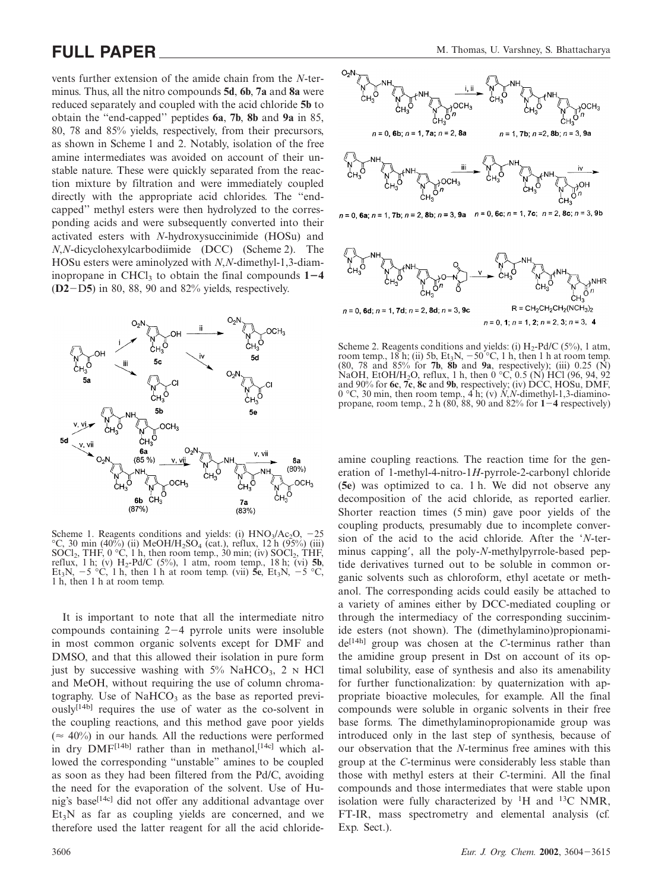vents further extension of the amide chain from the *N*-terminus. Thus, all the nitro compounds **5d**, **6b**, **7a** and **8a** were reduced separately and coupled with the acid chloride **5b** to obtain the "end-capped" peptides **6a**, **7b**, **8b** and **9a** in 85, 80, 78 and 85% yields, respectively, from their precursors, as shown in Scheme 1 and 2. Notably, isolation of the free amine intermediates was avoided on account of their unstable nature. These were quickly separated from the reaction mixture by filtration and were immediately coupled directly with the appropriate acid chlorides. The "end-capped" methyl esters were then hydrolyzed to the corresponding acids and were subsequently converted into their activated esters with *N*-hydroxysuccinimide (HOSu) and *N*,*N*-dicyclohexylcarbodiimide (DCC) (Scheme 2). The HOSu esters were aminolyzed with *N*,*N*-dimethyl-1,3-diaminopropane in $CHCl_3$ to obtain the final compounds **1−4** (**D2**−**D5**) in 80, 88, 90 and 82% yields, respectively.

Scheme 1. Reagents conditions and yields: (i) $HNO_3/Ac_2O$, −25 °C, 30 min (40%) (ii) $MeOH/H_2SO_4$ (cat.), reflux, 12 h (95%) (iii) $SOCl_2$, THF, 0 °C, 1 h, then room temp., 30 min; (iv) $SOCl_2$, THF, reflux, 1 h; (v) $H_2$-Pd/C (5%), 1 atm, room temp., 18 h; (vi) **5b**, $Et_3N$, −5 °C, 1 h, then 1 h at room temp. (vii) **5e**, $Et_3N$, −5 °C, 1 h, then 1 h at room temp.

It is important to note that all the intermediate nitro compounds containing 2−4 pyrrole units were insoluble in most common organic solvents except for DMF and DMSO, and that this allowed their isolation in pure form just by successive washing with 5% $NaHCO_3$, 2 N HCl and MeOH, without requiring the use of column chromatography. Use of $NaHCO_3$ as the base as reported previously[14b] requires the use of water as the co-solvent in the coupling reactions, and this method gave poor yields (≈ 40%) in our hands. All the reductions were performed in dry DMF[14b] rather than in methanol,[14c] which allowed the corresponding "unstable" amines to be coupled as soon as they had been filtered from the Pd/C, avoiding the need for the evaporation of the solvent. Use of Hunig's base[14c] did not offer any additional advantage over $Et_3N$ as far as coupling yields are concerned, and we therefore used the latter reagent for all the acid chloride-amine coupling reactions. The reaction time for the generation of 1-methyl-4-nitro-1*H*-pyrrole-2-carbonyl chloride (**5e**) was optimized to ca. 1 h. We did not observe any decomposition of the acid chloride, as reported earlier. Shorter reaction times (5 min) gave poor yields of the coupling products, presumably due to incomplete conversion of the acid to the acid chloride. After the '*N*-terminus capping', all the poly-*N*-methylpyrrole-based peptide derivatives turned out to be soluble in common organic solvents such as chloroform, ethyl acetate or methanol. The corresponding acids could easily be attached to a variety of amines either by DCC-mediated coupling or through the intermediacy of the corresponding succinimide esters (not shown). The (dimethylamino)propionamide[14h] group was chosen at the *C*-terminus rather than the amidine group present in Dst on account of its optimal solubility, ease of synthesis and also its amenability for further functionalization: by quaternization with appropriate bioactive molecules, for example. All the final compounds were soluble in organic solvents in their free base forms. The dimethylaminopropionamide group was introduced only in the last step of synthesis, because of our observation that the *N*-terminus free amines with this group at the *C*-terminus were considerably less stable than those with methyl esters at their *C*-termini. All the final compounds and those intermediates that were stable upon isolation were fully characterized by $^1H$ and $^{13}C$ NMR, FT-IR, mass spectrometry and elemental analysis (cf. Exp. Sect.).

Scheme 2. Reagents conditions and yields: (i) $H_2$-Pd/C (5%), 1 atm, room temp., 18 h; (ii) 5b, $Et_3N$, −50 °C, 1 h, then 1 h at room temp. (80, 78 and 85% for **7b**, **8b** and **9a**, respectively); (iii) 0.25 (N) NaOH, $EtOH/H_2O$, reflux, 1 h, then 0 °C, 0.5 (N) HCl (96, 94, 92 and 90% for **6c**, **7c**, **8c** and **9b**, respectively; (iv) DCC, HOSu, DMF, 0 °C, 30 min, then room temp., 4 h; (v) *N*,*N*-dimethyl-1,3-diaminopropane, room temp., 2 h (80, 88, 90 and 82% for **1−4** respectively)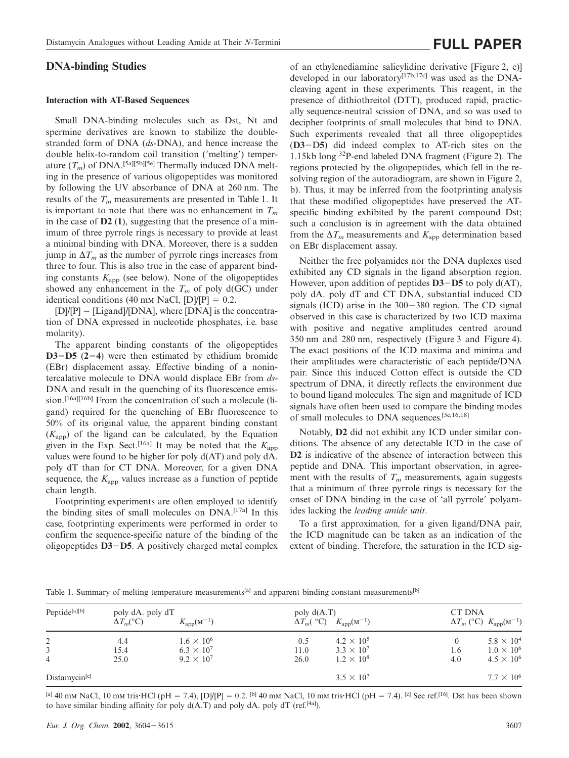## DNA-binding Studies

### Interaction with AT-Based Sequences

Small DNA-binding molecules such as Dst, Nt and spermine derivatives are known to stabilize the double-stranded form of DNA (*ds*-DNA), and hence increase the double helix-to-random coil transition ('melting') temperature ($T_m$) of DNA.[5a][5b][5e] Thermally induced DNA melting in the presence of various oligopeptides was monitored by following the UV absorbance of DNA at 260 nm. The results of the $T_m$ measurements are presented in Table 1. It is important to note that there was no enhancement in $T_m$ in the case of **D2** (**1**), suggesting that the presence of a minimum of three pyrrole rings is necessary to provide at least a minimal binding with DNA. Moreover, there is a sudden jump in $\Delta T_m$ as the number of pyrrole rings increases from three to four. This is also true in the case of apparent binding constants $K_{app}$ (see below). None of the oligopeptides showed any enhancement in the $T_m$ of poly d(GC) under identical conditions (40 mM NaCl, [D]/[P] = 0.2.

[D]/[P] = [Ligand]/[DNA], where [DNA] is the concentration of DNA expressed in nucleotide phosphates, i.e. base molarity).

The apparent binding constants of the oligopeptides **D3−D5** (**2−4**) were then estimated by ethidium bromide (EBr) displacement assay. Effective binding of a nonintercalative molecule to DNA would displace EBr from *ds*-DNA and result in the quenching of its fluorescence emission.[16a][16b] From the concentration of such a molecule (ligand) required for the quenching of EBr fluorescence to 50% of its original value, the apparent binding constant ($K_{app}$) of the ligand can be calculated, by the Equation given in the Exp. Sect.[16a] It may be noted that the $K_{app}$ values were found to be higher for poly d(AT) and poly dA. poly dT than for CT DNA. Moreover, for a given DNA sequence, the $K_{app}$ values increase as a function of peptide chain length.

Footprinting experiments are often employed to identify the binding sites of small molecules on DNA.[17a] In this case, footprinting experiments were performed in order to confirm the sequence-specific nature of the binding of the oligopeptides **D3−D5**. A positively charged metal complex of an ethylenediamine salicylidine derivative [Figure 2, c)] developed in our laboratory[17b,17c] was used as the DNA-cleaving agent in these experiments. This reagent, in the presence of dithiothreitol (DTT), produced rapid, practically sequence-neutral scission of DNA, and so was used to decipher footprints of small molecules that bind to DNA. Such experiments revealed that all three oligopeptides (**D3−D5**) did indeed complex to AT-rich sites on the 1.15kb long $^{32}$P-end labeled DNA fragment (Figure 2). The regions protected by the oligopeptides, which fell in the resolving region of the autoradiogram, are shown in Figure 2, b). Thus, it may be inferred from the footprinting analysis that these modified oligopeptides have preserved the AT-specific binding exhibited by the parent compound Dst; such a conclusion is in agreement with the data obtained from the $\Delta T_m$ measurements and $K_{app}$ determination based on EBr displacement assay.

Neither the free polyamides nor the DNA duplexes used exhibited any CD signals in the ligand absorption region. However, upon addition of peptides **D3−D5** to poly d(AT), poly dA. poly dT and CT DNA, substantial induced CD signals (ICD) arise in the 300−380 region. The CD signal observed in this case is characterized by two ICD maxima with positive and negative amplitudes centred around 350 nm and 280 nm, respectively (Figure 3 and Figure 4). The exact positions of the ICD maxima and minima and their amplitudes were characteristic of each peptide/DNA pair. Since this induced Cotton effect is outside the CD spectrum of DNA, it directly reflects the environment due to bound ligand molecules. The sign and magnitude of ICD signals have often been used to compare the binding modes of small molecules to DNA sequences.[5e,16,18]

Notably, **D2** did not exhibit any ICD under similar conditions. The absence of any detectable ICD in the case of **D2** is indicative of the absence of interaction between this peptide and DNA. This important observation, in agreement with the results of $T_m$ measurements, again suggests that a minimum of three pyrrole rings is necessary for the onset of DNA binding in the case of 'all pyrrole' polyamides lacking the *leading amide unit*.

To a first approximation, for a given ligand/DNA pair, the ICD magnitude can be taken as an indication of the extent of binding. Therefore, the saturation in the ICD sig-

Table 1. Summary of melting temperature measurements[a] and apparent binding constant measurements[b]

| Peptide[a][b] | poly dA. poly dT | | poly d(A.T) | | CT DNA | |
|---|---|---|---|---|---|---|
| | $\Delta T_m$(°C) | $K_{app}$(M$^{-1}$) | $\Delta T_m$(°C) | $K_{app}$(M$^{-1}$) | $\Delta T_m$ (°C) | $K_{app}$(M$^{-1}$) |
| 2 | 4.4 | $1.6 \times 10^6$ | 0.5 | $4.2 \times 10^5$ | 0 | $5.8 \times 10^4$ |
| 3 | 15.4 | $6.3 \times 10^7$ | 11.0 | $3.3 \times 10^7$ | 1.6 | $1.0 \times 10^6$ |
| 4 | 25.0 | $9.2 \times 10^7$ | 26.0 | $1.2 \times 10^8$ | 4.0 | $4.5 \times 10^6$ |
| Distamycin[c] | | | | $3.5 \times 10^7$ | | $7.7 \times 10^6$ |

[a] 40 mM NaCl, 10 mM tris·HCl (pH = 7.4), [D]/[P] = 0.2. [b] 40 mM NaCl, 10 mM tris·HCl (pH = 7.4). [c] See ref.[16]. Dst has been shown to have similar binding affinity for poly d(A.T) and poly dA. poly dT (ref.[4a]).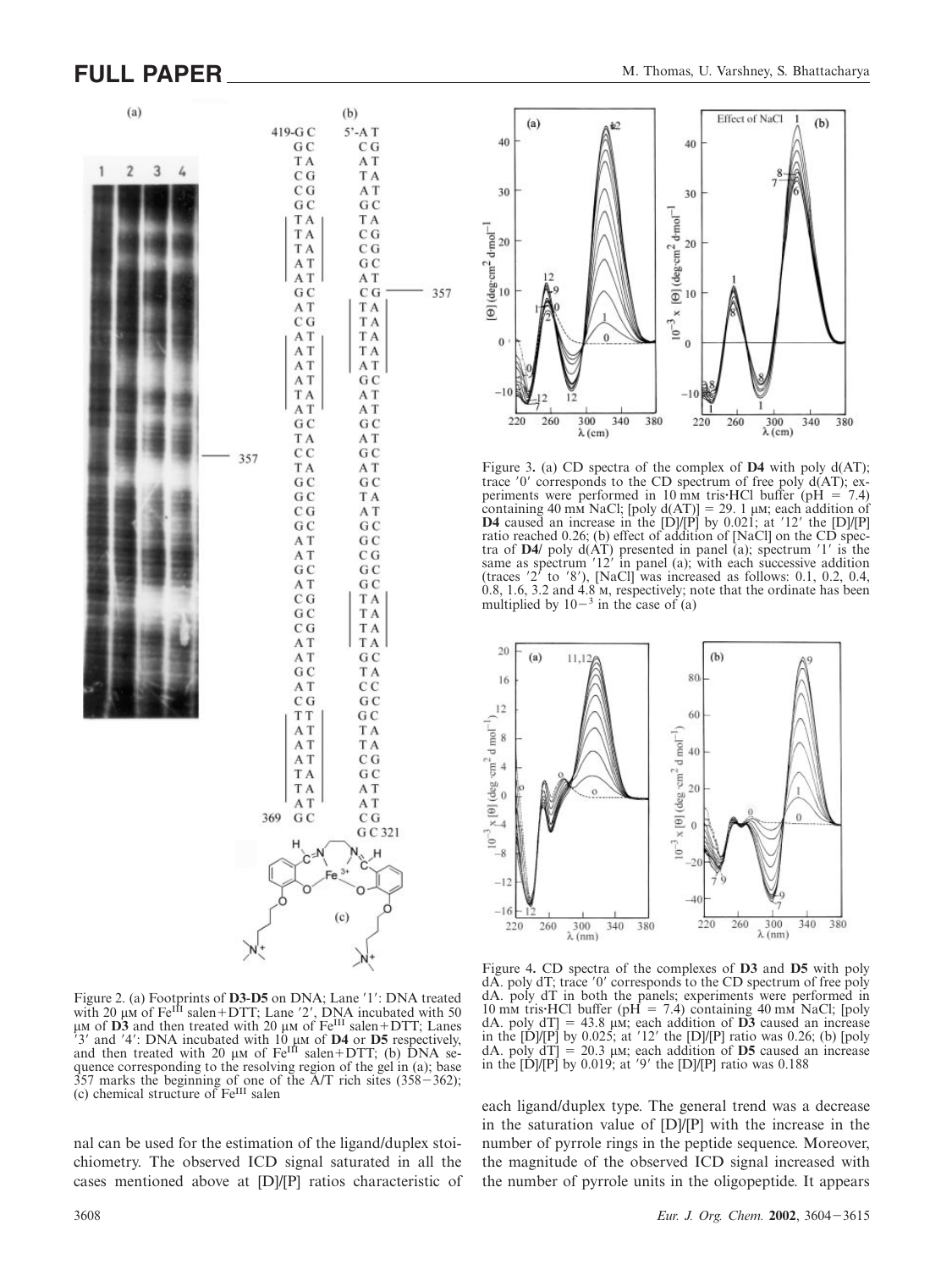Figure 2. (a) Footprints of **D3**-**D5** on DNA; Lane '1': DNA treated with 20 μM of $Fe^{III}$ salen+DTT; Lane '2', DNA incubated with 50 μM of **D3** and then treated with 20 μM of $Fe^{III}$ salen+DTT; Lanes '3' and '4': DNA incubated with 10 μM of **D4** or **D5** respectively, and then treated with 20 μM of $Fe^{III}$ salen+DTT; (b) DNA sequence corresponding to the resolving region of the gel in (a); base 357 marks the beginning of one of the A/T rich sites (358−362); (c) chemical structure of $Fe^{III}$ salen

Figure 3. (a) CD spectra of the complex of **D4** with poly d(AT); trace '0' corresponds to the CD spectrum of free poly d(AT); experiments were performed in 10 mM tris·HCl buffer (pH = 7.4) containing 40 mM NaCl; [poly d(AT)] = 29.1 μM; each addition of **D4** caused an increase in the [D]/[P] by 0.021; at '12' the [D]/[P] ratio reached 0.26; (b) effect of addition of [NaCl] on the CD spectra of **D4**/ poly d(AT) presented in panel (a); spectrum '1' is the same as spectrum '12' in panel (a); with each successive addition (traces '2' to '8'), [NaCl] was increased as follows: 0.1, 0.2, 0.4, 0.8, 1.6, 3.2 and 4.8 M, respectively; note that the ordinate has been multiplied by $10^{-3}$ in the case of (a)

Figure 4. CD spectra of the complexes of **D3** and **D5** with poly dA. poly dT; trace '0' corresponds to the CD spectrum of free poly dA. poly dT in both the panels; experiments were performed in 10 mM tris·HCl buffer (pH = 7.4) containing 40 mM NaCl; [poly dA. poly dT] = 43.8 μM; each addition of **D3** caused an increase in the [D]/[P] by 0.025; at '12' the [D]/[P] ratio was 0.26; (b) [poly dA. poly dT] = 20.3 μM; each addition of **D5** caused an increase in the [D]/[P] by 0.019; at '9' the [D]/[P] ratio was 0.188

nal can be used for the estimation of the ligand/duplex stoichiometry. The observed ICD signal saturated in all the cases mentioned above at [D]/[P] ratios characteristic of each ligand/duplex type. The general trend was a decrease in the saturation value of [D]/[P] with the increase in the number of pyrrole rings in the peptide sequence. Moreover, the magnitude of the observed ICD signal increased with the number of pyrrole units in the oligopeptide. It appears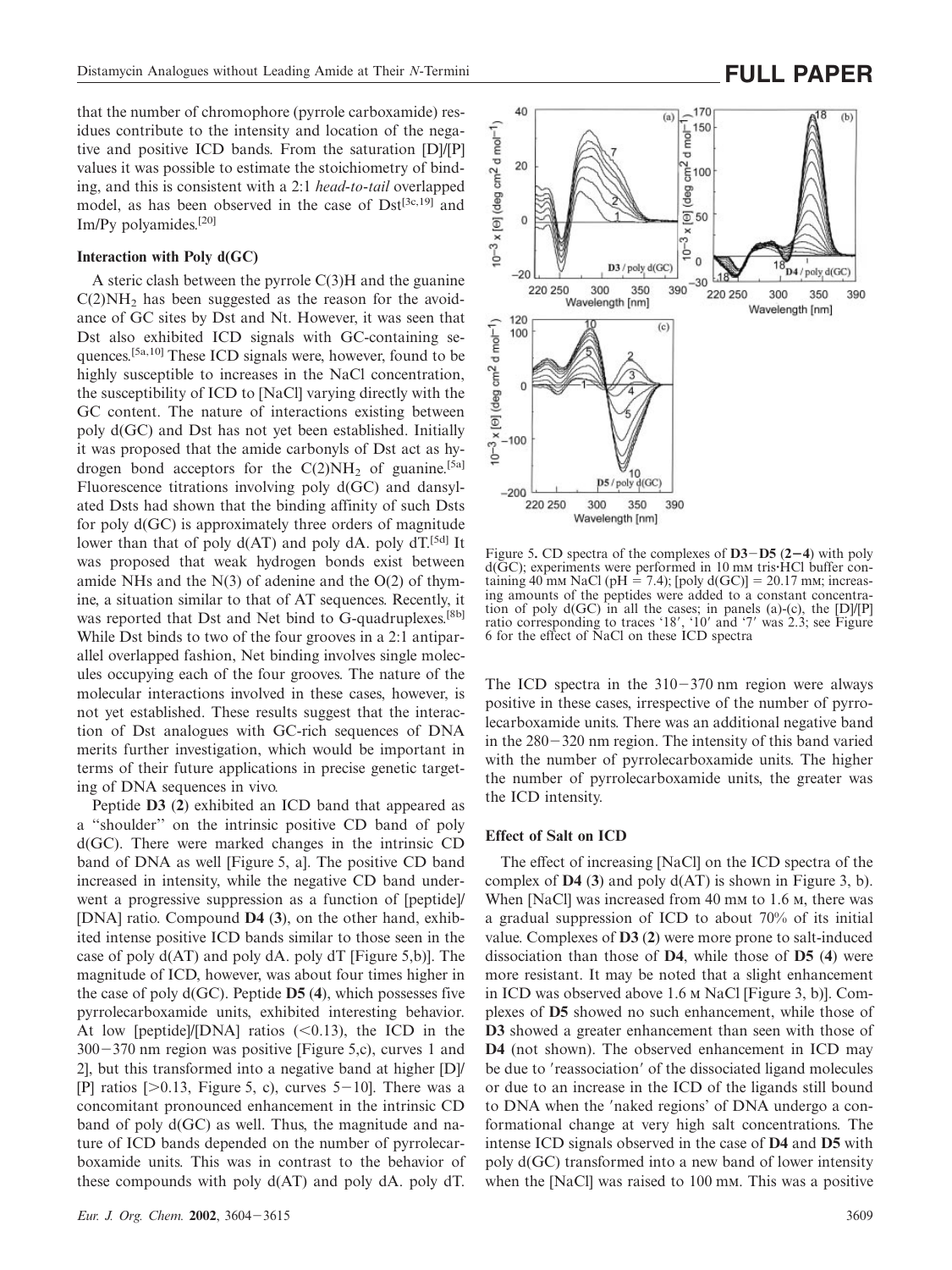that the number of chromophore (pyrrole carboxamide) residues contribute to the intensity and location of the negative and positive ICD bands. From the saturation [D]/[P] values it was possible to estimate the stoichiometry of binding, and this is consistent with a 2:1 *head-to-tail* overlapped model, as has been observed in the case of Dst[3c,19] and Im/Py polyamides.[20]

### Interaction with Poly d(GC)

A steric clash between the pyrrole C(3)H and the guanine $C(2)NH_2$ has been suggested as the reason for the avoidance of GC sites by Dst and Nt. However, it was seen that Dst also exhibited ICD signals with GC-containing sequences.[5a,10] These ICD signals were, however, found to be highly susceptible to increases in the NaCl concentration, the susceptibility of ICD to [NaCl] varying directly with the GC content. The nature of interactions existing between poly d(GC) and Dst has not yet been established. Initially it was proposed that the amide carbonyls of Dst act as hydrogen bond acceptors for the $C(2)NH_2$ of guanine.[5a] Fluorescence titrations involving poly d(GC) and dansylated Dsts had shown that the binding affinity of such Dsts for poly d(GC) is approximately three orders of magnitude lower than that of poly d(AT) and poly dA. poly dT.[5d] It was proposed that weak hydrogen bonds exist between amide NHs and the N(3) of adenine and the O(2) of thymine, a situation similar to that of AT sequences. Recently, it was reported that Dst and Net bind to G-quadruplexes.[8b] While Dst binds to two of the four grooves in a 2:1 antiparallel overlapped fashion, Net binding involves single molecules occupying each of the four grooves. The nature of the molecular interactions involved in these cases, however, is not yet established. These results suggest that the interaction of Dst analogues with GC-rich sequences of DNA merits further investigation, which would be important in terms of their future applications in precise genetic targeting of DNA sequences in vivo.

Peptide **D3** (**2**) exhibited an ICD band that appeared as a "shoulder" on the intrinsic positive CD band of poly d(GC). There were marked changes in the intrinsic CD band of DNA as well [Figure 5, a]. The positive CD band increased in intensity, while the negative CD band underwent a progressive suppression as a function of [peptide]/[DNA] ratio. Compound **D4** (**3**), on the other hand, exhibited intense positive ICD bands similar to those seen in the case of poly d(AT) and poly dA. poly dT [Figure 5,b)]. The magnitude of ICD, however, was about four times higher in the case of poly d(GC). Peptide **D5** (**4**), which possesses five pyrrolecarboxamide units, exhibited interesting behavior. At low [peptide]/[DNA] ratios (<0.13), the ICD in the 300−370 nm region was positive [Figure 5,c), curves 1 and 2], but this transformed into a negative band at higher [D]/[P] ratios [>0.13, Figure 5, c), curves 5−10]. There was a concomitant pronounced enhancement in the intrinsic CD band of poly d(GC) as well. Thus, the magnitude and nature of ICD bands depended on the number of pyrrolecarboxamide units. This was in contrast to the behavior of these compounds with poly d(AT) and poly dA. poly dT.

Figure 5. CD spectra of the complexes of **D3**−**D5** (**2**−**4**) with poly d(GC); experiments were performed in 10 mM tris·HCl buffer containing 40 mM NaCl (pH = 7.4); [poly d(GC)] = 20.17 mM; increasing amounts of the peptides were added to a constant concentration of poly d(GC) in all the cases; in panels (a)-(c), the [D]/[P] ratio corresponding to traces '18′, '10′ and '7′ was 2.3; see Figure 6 for the effect of NaCl on these ICD spectra

The ICD spectra in the 310−370 nm region were always positive in these cases, irrespective of the number of pyrrolecarboxamide units. There was an additional negative band in the 280−320 nm region. The intensity of this band varied with the number of pyrrolecarboxamide units. The higher the number of pyrrolecarboxamide units, the greater was the ICD intensity.

### Effect of Salt on ICD

The effect of increasing [NaCl] on the ICD spectra of the complex of **D4** (**3**) and poly d(AT) is shown in Figure 3, b). When [NaCl] was increased from 40 mM to 1.6 M, there was a gradual suppression of ICD to about 70% of its initial value. Complexes of **D3** (**2**) were more prone to salt-induced dissociation than those of **D4**, while those of **D5** (**4**) were more resistant. It may be noted that a slight enhancement in ICD was observed above 1.6 M NaCl [Figure 3, b)]. Complexes of **D5** showed no such enhancement, while those of **D3** showed a greater enhancement than seen with those of **D4** (not shown). The observed enhancement in ICD may be due to 'reassociation' of the dissociated ligand molecules or due to an increase in the ICD of the ligands still bound to DNA when the 'naked regions' of DNA undergo a conformational change at very high salt concentrations. The intense ICD signals observed in the case of **D4** and **D5** with poly d(GC) transformed into a new band of lower intensity when the [NaCl] was raised to 100 mM. This was a positive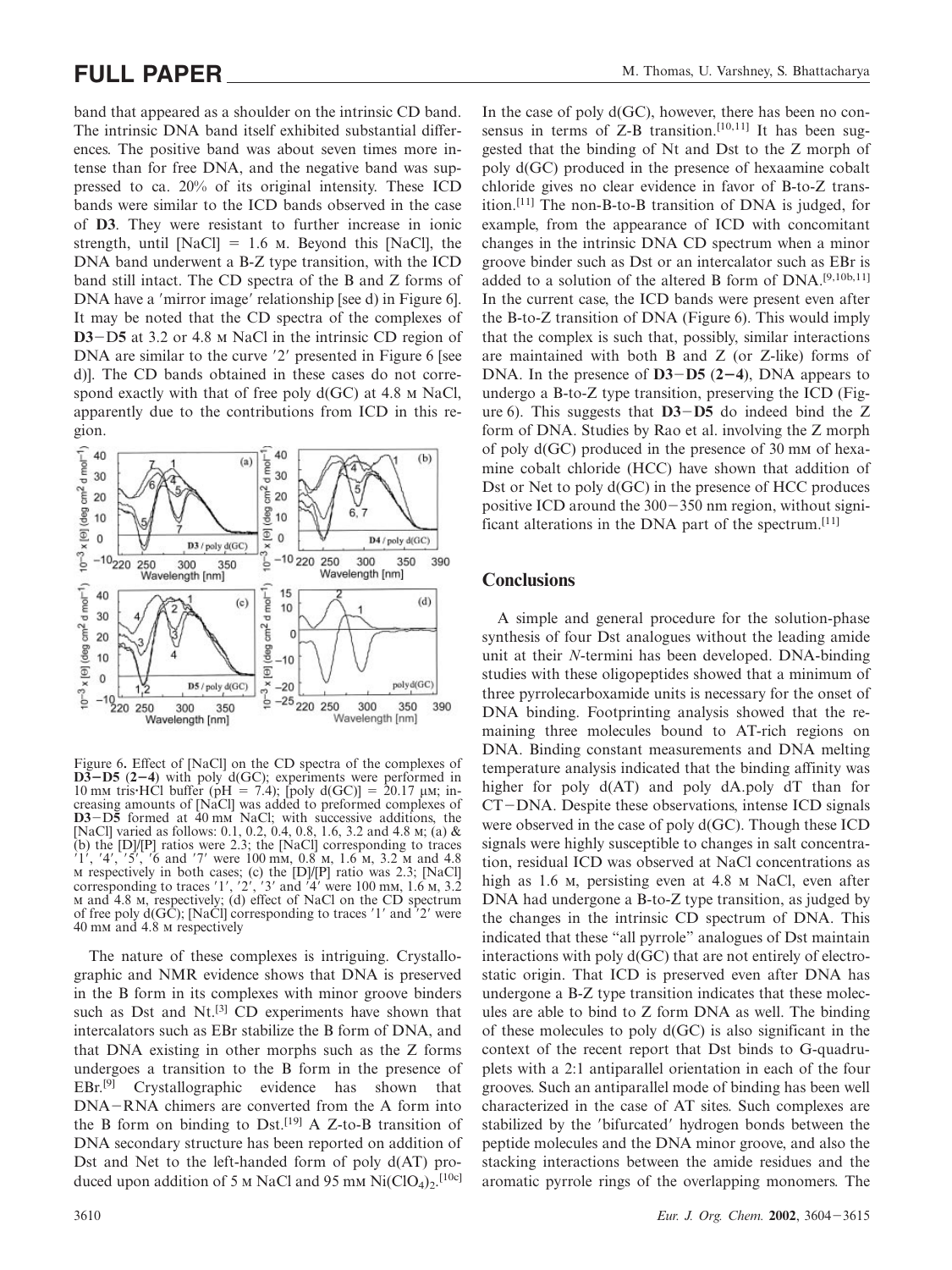band that appeared as a shoulder on the intrinsic CD band. The intrinsic DNA band itself exhibited substantial differences. The positive band was about seven times more intense than for free DNA, and the negative band was suppressed to ca. 20% of its original intensity. These ICD bands were similar to the ICD bands observed in the case of **D3**. They were resistant to further increase in ionic strength, until [NaCl] = 1.6 M. Beyond this [NaCl], the DNA band underwent a B-Z type transition, with the ICD band still intact. The CD spectra of the B and Z forms of DNA have a 'mirror image' relationship [see d) in Figure 6]. It may be noted that the CD spectra of the complexes of **D3**−**D5** at 3.2 or 4.8 M NaCl in the intrinsic CD region of DNA are similar to the curve '2' presented in Figure 6 [see d)]. The CD bands obtained in these cases do not correspond exactly with that of free poly d(GC) at 4.8 M NaCl, apparently due to the contributions from ICD in this region.

(a) D3 / poly d(GC)
(b) D4 / poly d(GC)
(c) D5 / poly d(GC)
(d) poly d(GC)
$10^{-3} \times [\theta]$ (deg cm$^2$ d mol$^{-1}$)
Wavelength [nm]

Figure 6. Effect of [NaCl] on the CD spectra of the complexes of **D3**−**D5** (**2**−**4**) with poly d(GC); experiments were performed in 10 mM tris·HCl buffer (pH = 7.4); [poly d(GC)] = 20.17 μM; increasing amounts of [NaCl] was added to preformed complexes of **D3**−**D5** formed at 40 mM NaCl; with successive additions, the [NaCl] varied as follows: 0.1, 0.2, 0.4, 0.8, 1.6, 3.2 and 4.8 M; (a) & (b) the [D]/[P] ratios were 2.3; the [NaCl] corresponding to traces '1', '4', '5', '6 and '7' were 100 mM, 0.8 M, 1.6 M, 3.2 M and 4.8 M respectively in both cases; (c) the [D]/[P] ratio was 2.3; [NaCl] corresponding to traces '1', '2', '3' and '4' were 100 mM, 1.6 M, 3.2 M and 4.8 M, respectively; (d) effect of NaCl on the CD spectrum of free poly d(GC); [NaCl] corresponding to traces '1' and '2' were 40 mM and 4.8 M respectively

The nature of these complexes is intriguing. Crystallographic and NMR evidence shows that DNA is preserved in the B form in its complexes with minor groove binders such as Dst and Nt.[3] CD experiments have shown that intercalators such as EBr stabilize the B form of DNA, and that DNA existing in other morphs such as the Z forms undergoes a transition to the B form in the presence of EBr.[9] Crystallographic evidence has shown that DNA−RNA chimers are converted from the A form into the B form on binding to Dst.[19] A Z-to-B transition of DNA secondary structure has been reported on addition of Dst and Net to the left-handed form of poly d(AT) produced upon addition of 5 M NaCl and 95 mM $Ni(ClO_4)_2$.[10c]

In the case of poly d(GC), however, there has been no consensus in terms of Z-B transition.[10,11] It has been suggested that the binding of Nt and Dst to the Z morph of poly d(GC) produced in the presence of hexaamine cobalt chloride gives no clear evidence in favor of B-to-Z transition.[11] The non-B-to-B transition of DNA is judged, for example, from the appearance of ICD with concomitant changes in the intrinsic DNA CD spectrum when a minor groove binder such as Dst or an intercalator such as EBr is added to a solution of the altered B form of DNA.[9,10b,11] In the current case, the ICD bands were present even after the B-to-Z transition of DNA (Figure 6). This would imply that the complex is such that, possibly, similar interactions are maintained with both B and Z (or Z-like) forms of DNA. In the presence of **D3**−**D5** (**2**−**4**), DNA appears to undergo a B-to-Z type transition, preserving the ICD (Figure 6). This suggests that **D3**−**D5** do indeed bind the Z form of DNA. Studies by Rao et al. involving the Z morph of poly d(GC) produced in the presence of 30 mM of hexamine cobalt chloride (HCC) have shown that addition of Dst or Net to poly d(GC) in the presence of HCC produces positive ICD around the 300−350 nm region, without significant alterations in the DNA part of the spectrum.[11]

## Conclusions

A simple and general procedure for the solution-phase synthesis of four Dst analogues without the leading amide unit at their *N*-termini has been developed. DNA-binding studies with these oligopeptides showed that a minimum of three pyrrolecarboxamide units is necessary for the onset of DNA binding. Footprinting analysis showed that the remaining three molecules bound to AT-rich regions on DNA. Binding constant measurements and DNA melting temperature analysis indicated that the binding affinity was higher for poly d(AT) and poly dA.poly dT than for CT−DNA. Despite these observations, intense ICD signals were observed in the case of poly d(GC). Though these ICD signals were highly susceptible to changes in salt concentration, residual ICD was observed at NaCl concentrations as high as 1.6 M, persisting even at 4.8 M NaCl, even after DNA had undergone a B-to-Z type transition, as judged by the changes in the intrinsic CD spectrum of DNA. This indicated that these "all pyrrole" analogues of Dst maintain interactions with poly d(GC) that are not entirely of electrostatic origin. That ICD is preserved even after DNA has undergone a B-Z type transition indicates that these molecules are able to bind to Z form DNA as well. The binding of these molecules to poly d(GC) is also significant in the context of the recent report that Dst binds to G-quadruplets with a 2:1 antiparallel orientation in each of the four grooves. Such an antiparallel mode of binding has been well characterized in the case of AT sites. Such complexes are stabilized by the 'bifurcated' hydrogen bonds between the peptide molecules and the DNA minor groove, and also the stacking interactions between the amide residues and the aromatic pyrrole rings of the overlapping monomers. The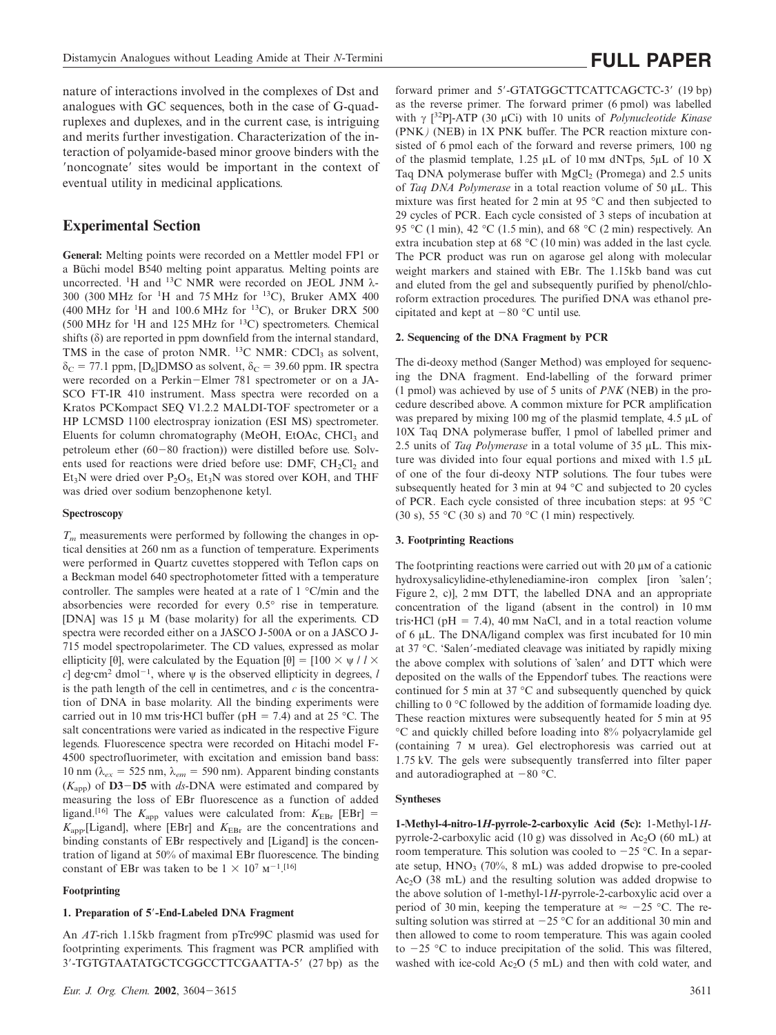nature of interactions involved in the complexes of Dst and analogues with GC sequences, both in the case of G-quadruplexes and duplexes, and in the current case, is intriguing and merits further investigation. Characterization of the interaction of polyamide-based minor groove binders with the ′noncognate′ sites would be important in the context of eventual utility in medicinal applications.

## Experimental Section

**General:** Melting points were recorded on a Mettler model FP1 or a Büchi model B540 melting point apparatus. Melting points are uncorrected. $^1$H and $^{13}$C NMR were recorded on JEOL JNM λ-300 (300 MHz for $^1$H and 75 MHz for $^{13}$C), Bruker AMX 400 (400 MHz for $^1$H and 100.6 MHz for $^{13}$C), or Bruker DRX 500 (500 MHz for $^1$H and 125 MHz for $^{13}$C) spectrometers. Chemical shifts (δ) are reported in ppm downfield from the internal standard, TMS in the case of proton NMR. $^{13}$C NMR: $CDCl_3$ as solvent, $\delta_C$ = 77.1 ppm, [D$_6$]DMSO as solvent, $\delta_C$ = 39.60 ppm. IR spectra were recorded on a Perkin−Elmer 781 spectrometer or on a JASCO FT-IR 410 instrument. Mass spectra were recorded on a Kratos PCKompact SEQ V1.2.2 MALDI-TOF spectrometer or a HP LCMSD 1100 electrospray ionization (ESI MS) spectrometer. Eluents for column chromatography (MeOH, EtOAc, $CHCl_3$ and petroleum ether (60−80 fraction)) were distilled before use. Solvents used for reactions were dried before use: DMF, $CH_2Cl_2$ and $Et_3N$ were dried over $P_2O_5$, $Et_3N$ was stored over KOH, and THF was dried over sodium benzophenone ketyl.

### Spectroscopy

$T_m$ measurements were performed by following the changes in optical densities at 260 nm as a function of temperature. Experiments were performed in Quartz cuvettes stoppered with Teflon caps on a Beckman model 640 spectrophotometer fitted with a temperature controller. The samples were heated at a rate of 1 °C/min and the absorbencies were recorded for every 0.5° rise in temperature. [DNA] was 15 μ M (base molarity) for all the experiments. CD spectra were recorded either on a JASCO J-500A or on a JASCO J-715 model spectropolarimeter. The CD values, expressed as molar ellipticity [θ], were calculated by the Equation $[\theta] = [100 \times \psi / l \times c]$ deg·cm$^2$ dmol$^{-1}$, where ψ is the observed ellipticity in degrees, $l$ is the path length of the cell in centimetres, and $c$ is the concentration of DNA in base molarity. All the binding experiments were carried out in 10 mM tris·HCl buffer (pH = 7.4) and at 25 °C. The salt concentrations were varied as indicated in the respective Figure legends. Fluorescence spectra were recorded on Hitachi model F-4500 spectrofluorimeter, with excitation and emission band bass: 10 nm ($\lambda_{ex}$ = 525 nm, $\lambda_{em}$ = 590 nm). Apparent binding constants ($K_{app}$) of **D3**−**D5** with *ds*-DNA were estimated and compared by measuring the loss of EBr fluorescence as a function of added ligand.[16] The $K_{app}$ values were calculated from: $K_{EBr}$ [EBr] = $K_{app}$.[Ligand], where [EBr] and $K_{EBr}$ are the concentrations and binding constants of EBr respectively and [Ligand] is the concentration of ligand at 50% of maximal EBr fluorescence. The binding constant of EBr was taken to be $1 \times 10^7$ M$^{-1}$.[16]

### Footprinting

**1. Preparation of 5′-End-Labeled DNA Fragment**

An *AT*-rich 1.15kb fragment from pTrc99C plasmid was used for footprinting experiments. This fragment was PCR amplified with 3′-TGTGTAATATGCTCGGCCTTCGAATTA-5′ (27 bp) as the forward primer and 5′-GTATGGCTTCATTCAGCTC-3′ (19 bp) as the reverse primer. The forward primer (6 pmol) was labelled with γ [$^{32}$P]-ATP (30 μCi) with 10 units of *Polynucleotide Kinase* (PNK*)* (NEB) in 1X PNK buffer. The PCR reaction mixture consisted of 6 pmol each of the forward and reverse primers, 100 ng of the plasmid template, 1.25 μL of 10 mM dNTps, 5μL of 10 X Taq DNA polymerase buffer with $MgCl_2$ (Promega) and 2.5 units of *Taq DNA Polymerase* in a total reaction volume of 50 μL. This mixture was first heated for 2 min at 95 °C and then subjected to 29 cycles of PCR. Each cycle consisted of 3 steps of incubation at 95 °C (1 min), 42 °C (1.5 min), and 68 °C (2 min) respectively. An extra incubation step at 68 °C (10 min) was added in the last cycle. The PCR product was run on agarose gel along with molecular weight markers and stained with EBr. The 1.15kb band was cut and eluted from the gel and subsequently purified by phenol/chloroform extraction procedures. The purified DNA was ethanol precipitated and kept at −80 °C until use.

**2. Sequencing of the DNA Fragment by PCR**

The di-deoxy method (Sanger Method) was employed for sequencing the DNA fragment. End-labelling of the forward primer (1 pmol) was achieved by use of 5 units of *PNK* (NEB) in the procedure described above. A common mixture for PCR amplification was prepared by mixing 100 mg of the plasmid template, 4.5 μL of 10X Taq DNA polymerase buffer, 1 pmol of labelled primer and 2.5 units of *Taq Polymerase* in a total volume of 35 μL. This mixture was divided into four equal portions and mixed with 1.5 μL of one of the four di-deoxy NTP solutions. The four tubes were subsequently heated for 3 min at 94 °C and subjected to 20 cycles of PCR. Each cycle consisted of three incubation steps: at 95 °C (30 s), 55 °C (30 s) and 70 °C (1 min) respectively.

**3. Footprinting Reactions**

The footprinting reactions were carried out with 20 μM of a cationic hydroxysalicylidine-ethylenediamine-iron complex [iron ′salen′; Figure 2, c)], 2 mM DTT, the labelled DNA and an appropriate concentration of the ligand (absent in the control) in 10 mM tris·HCl (pH = 7.4), 40 mM NaCl, and in a total reaction volume of 6 μL. The DNA/ligand complex was first incubated for 10 min at 37 °C. ′Salen′-mediated cleavage was initiated by rapidly mixing the above complex with solutions of ′salen′ and DTT which were deposited on the walls of the Eppendorf tubes. The reactions were continued for 5 min at 37 °C and subsequently quenched by quick chilling to 0 °C followed by the addition of formamide loading dye. These reaction mixtures were subsequently heated for 5 min at 95 °C and quickly chilled before loading into 8% polyacrylamide gel (containing 7 M urea). Gel electrophoresis was carried out at 1.75 kV. The gels were subsequently transferred into filter paper and autoradiographed at −80 °C.

### Syntheses

**1-Methyl-4-nitro-1*H*-pyrrole-2-carboxylic Acid (5c):** 1-Methyl-1*H*-pyrrole-2-carboxylic acid (10 g) was dissolved in $Ac_2O$ (60 mL) at room temperature. This solution was cooled to −25 °C. In a separate setup, $HNO_3$ (70%, 8 mL) was added dropwise to pre-cooled $Ac_2O$ (38 mL) and the resulting solution was added dropwise to the above solution of 1-methyl-1*H*-pyrrole-2-carboxylic acid over a period of 30 min, keeping the temperature at ≈ −25 °C. The resulting solution was stirred at −25 °C for an additional 30 min and then allowed to come to room temperature. This was again cooled to −25 °C to induce precipitation of the solid. This was filtered, washed with ice-cold $Ac_2O$ (5 mL) and then with cold water, and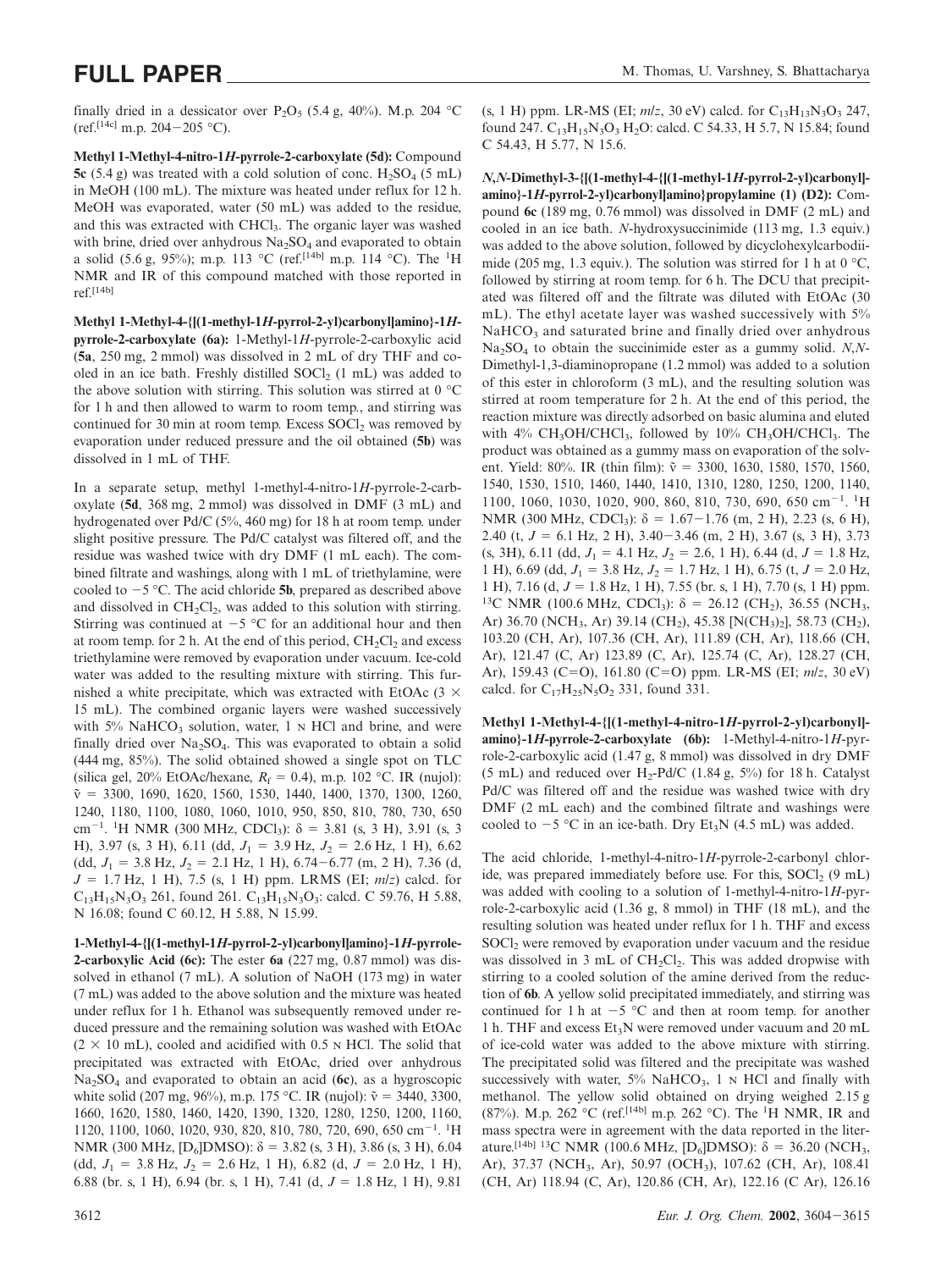finally dried in a dessicator over $P_2O_5$ (5.4 g, 40%). M.p. 204 °C (ref.[14c] m.p. 204−205 °C).

**Methyl 1-Methyl-4-nitro-1*H*-pyrrole-2-carboxylate (5d):** Compound **5c** (5.4 g) was treated with a cold solution of conc. $H_2SO_4$ (5 mL) in MeOH (100 mL). The mixture was heated under reflux for 12 h. MeOH was evaporated, water (50 mL) was added to the residue, and this was extracted with $CHCl_3$. The organic layer was washed with brine, dried over anhydrous $Na_2SO_4$ and evaporated to obtain a solid (5.6 g, 95%); m.p. 113 °C (ref.[14b] m.p. 114 °C). The $^1$H NMR and IR of this compound matched with those reported in ref.[14b]

**Methyl 1-Methyl-4-{[(1-methyl-1*H*-pyrrol-2-yl)carbonyl]amino}-1*H*-pyrrole-2-carboxylate (6a):** 1-Methyl-1*H*-pyrrole-2-carboxylic acid (**5a**, 250 mg, 2 mmol) was dissolved in 2 mL of dry THF and cooled in an ice bath. Freshly distilled $SOCl_2$ (1 mL) was added to the above solution with stirring. This solution was stirred at 0 °C for 1 h and then allowed to warm to room temp., and stirring was continued for 30 min at room temp. Excess $SOCl_2$ was removed by evaporation under reduced pressure and the oil obtained (**5b**) was dissolved in 1 mL of THF.

In a separate setup, methyl 1-methyl-4-nitro-1*H*-pyrrole-2-carboxylate (**5d**, 368 mg, 2 mmol) was dissolved in DMF (3 mL) and hydrogenated over Pd/C (5%, 460 mg) for 18 h at room temp. under slight positive pressure. The Pd/C catalyst was filtered off, and the residue was washed twice with dry DMF (1 mL each). The combined filtrate and washings, along with 1 mL of triethylamine, were cooled to −5 °C. The acid chloride **5b**, prepared as described above and dissolved in $CH_2Cl_2$, was added to this solution with stirring. Stirring was continued at −5 °C for an additional hour and then at room temp. for 2 h. At the end of this period, $CH_2Cl_2$ and excess triethylamine were removed by evaporation under vacuum. Ice-cold water was added to the resulting mixture with stirring. This furnished a white precipitate, which was extracted with EtOAc (3 × 15 mL). The combined organic layers were washed successively with 5% $NaHCO_3$ solution, water, 1 N HCl and brine, and were finally dried over $Na_2SO_4$. This was evaporated to obtain a solid (444 mg, 85%). The solid obtained showed a single spot on TLC (silica gel, 20% EtOAc/hexane, $R_f$ = 0.4), m.p. 102 °C. IR (nujol): $\tilde{\nu}$ = 3300, 1690, 1620, 1560, 1530, 1440, 1400, 1370, 1300, 1260, 1240, 1180, 1100, 1080, 1060, 1010, 950, 850, 810, 780, 730, 650 cm$^{-1}$. $^1$H NMR (300 MHz, $CDCl_3$): δ = 3.81 (s, 3 H), 3.91 (s, 3 H), 3.97 (s, 3 H), 6.11 (dd, $J_1$ = 3.9 Hz, $J_2$ = 2.6 Hz, 1 H), 6.62 (dd, $J_1$ = 3.8 Hz, $J_2$ = 2.1 Hz, 1 H), 6.74−6.77 (m, 2 H), 7.36 (d, $J$ = 1.7 Hz, 1 H), 7.5 (s, 1 H) ppm. LRMS (EI; *m*/*z*) calcd. for $C_{13}H_{15}N_3O_3$ 261, found 261. $C_{13}H_{15}N_3O_3$: calcd. C 59.76, H 5.88, N 16.08; found C 60.12, H 5.88, N 15.99.

**1-Methyl-4-{[(1-methyl-1*H*-pyrrol-2-yl)carbonyl]amino}-1*H*-pyrrole-2-carboxylic Acid (6c):** The ester **6a** (227 mg, 0.87 mmol) was dissolved in ethanol (7 mL). A solution of NaOH (173 mg) in water (7 mL) was added to the above solution and the mixture was heated under reflux for 1 h. Ethanol was subsequently removed under reduced pressure and the remaining solution was washed with EtOAc (2 × 10 mL), cooled and acidified with 0.5 N HCl. The solid that precipitated was extracted with EtOAc, dried over anhydrous $Na_2SO_4$ and evaporated to obtain an acid (**6c**), as a hygroscopic white solid (207 mg, 96%), m.p. 175 °C. IR (nujol): $\tilde{\nu}$ = 3440, 3300, 1660, 1620, 1580, 1460, 1420, 1390, 1320, 1280, 1250, 1200, 1160, 1120, 1100, 1060, 1020, 930, 820, 810, 780, 720, 690, 650 cm$^{-1}$. $^1$H NMR (300 MHz, [D$_6$]DMSO): δ = 3.82 (s, 3 H), 3.86 (s, 3 H), 6.04 (dd, $J_1$ = 3.8 Hz, $J_2$ = 2.6 Hz, 1 H), 6.82 (d, $J$ = 2.0 Hz, 1 H), 6.88 (br. s, 1 H), 6.94 (br. s, 1 H), 7.41 (d, $J$ = 1.8 Hz, 1 H), 9.81 (s, 1 H) ppm. LR-MS (EI; *m*/*z*, 30 eV) calcd. for $C_{13}H_{13}N_3O_3$ 247, found 247. $C_{13}H_{15}N_3O_3$ $H_2O$: calcd. C 54.33, H 5.7, N 15.84; found C 54.43, H 5.77, N 15.6.

***N*,*N*-Dimethyl-3-{[(1-methyl-4-{[(1-methyl-1*H*-pyrrol-2-yl)carbonyl]amino}-1*H*-pyrrol-2-yl)carbonyl]amino}propylamine (1) (D2):** Compound **6c** (189 mg, 0.76 mmol) was dissolved in DMF (2 mL) and cooled in an ice bath. *N*-hydroxysuccinimide (113 mg, 1.3 equiv.) was added to the above solution, followed by dicyclohexylcarbodiimide (205 mg, 1.3 equiv.). The solution was stirred for 1 h at 0 °C, followed by stirring at room temp. for 6 h. The DCU that precipitated was filtered off and the filtrate was diluted with EtOAc (30 mL). The ethyl acetate layer was washed successively with 5% $NaHCO_3$ and saturated brine and finally dried over anhydrous $Na_2SO_4$ to obtain the succinimide ester as a gummy solid. *N*,*N*-Dimethyl-1,3-diaminopropane (1.2 mmol) was added to a solution of this ester in chloroform (3 mL), and the resulting solution was stirred at room temperature for 2 h. At the end of this period, the reaction mixture was directly adsorbed on basic alumina and eluted with 4% $CH_3OH/CHCl_3$, followed by 10% $CH_3OH/CHCl_3$. The product was obtained as a gummy mass on evaporation of the solvent. Yield: 80%. IR (thin film): $\tilde{\nu}$ = 3300, 1630, 1580, 1570, 1560, 1540, 1530, 1510, 1460, 1440, 1410, 1310, 1280, 1250, 1200, 1140, 1100, 1060, 1030, 1020, 900, 860, 810, 730, 690, 650 cm$^{-1}$. $^1$H NMR (300 MHz, $CDCl_3$): δ = 1.67−1.76 (m, 2 H), 2.23 (s, 6 H), 2.40 (t, $J$ = 6.1 Hz, 2 H), 3.40−3.46 (m, 2 H), 3.67 (s, 3 H), 3.73 (s, 3H), 6.11 (dd, $J_1$ = 4.1 Hz, $J_2$ = 2.6, 1 H), 6.44 (d, $J$ = 1.8 Hz, 1 H), 6.69 (dd, $J_1$ = 3.8 Hz, $J_2$ = 1.7 Hz, 1 H), 6.75 (t, $J$ = 2.0 Hz, 1 H), 7.16 (d, $J$ = 1.8 Hz, 1 H), 7.55 (br. s, 1 H), 7.70 (s, 1 H) ppm. $^{13}$C NMR (100.6 MHz, $CDCl_3$): δ = 26.12 ($CH_2$), 36.55 ($NCH_3$, Ar) 36.70 ($NCH_3$, Ar) 39.14 ($CH_2$), 45.38 [$N(CH_3)_2$], 58.73 ($CH_2$), 103.20 (CH, Ar), 107.36 (CH, Ar), 111.89 (CH, Ar), 118.66 (CH, Ar), 121.47 (C, Ar) 123.89 (C, Ar), 125.74 (C, Ar), 128.27 (CH, Ar), 159.43 (C=O), 161.80 (C=O) ppm. LR-MS (EI; *m*/*z*, 30 eV) calcd. for $C_{17}H_{25}N_5O_2$ 331, found 331.

**Methyl 1-Methyl-4-{[(1-methyl-4-nitro-1*H*-pyrrol-2-yl)carbonyl]amino}-1*H*-pyrrole-2-carboxylate (6b):** 1-Methyl-4-nitro-1*H*-pyrrole-2-carboxylic acid (1.47 g, 8 mmol) was dissolved in dry DMF (5 mL) and reduced over $H_2$-Pd/C (1.84 g, 5%) for 18 h. Catalyst Pd/C was filtered off and the residue was washed twice with dry DMF (2 mL each) and the combined filtrate and washings were cooled to −5 °C in an ice-bath. Dry $Et_3N$ (4.5 mL) was added.

The acid chloride, 1-methyl-4-nitro-1*H*-pyrrole-2-carbonyl chloride, was prepared immediately before use. For this, $SOCl_2$ (9 mL) was added with cooling to a solution of 1-methyl-4-nitro-1*H*-pyrrole-2-carboxylic acid (1.36 g, 8 mmol) in THF (18 mL), and the resulting solution was heated under reflux for 1 h. THF and excess $SOCl_2$ were removed by evaporation under vacuum and the residue was dissolved in 3 mL of $CH_2Cl_2$. This was added dropwise with stirring to a cooled solution of the amine derived from the reduction of **6b**. A yellow solid precipitated immediately, and stirring was continued for 1 h at −5 °C and then at room temp. for another 1 h. THF and excess $Et_3N$ were removed under vacuum and 20 mL of ice-cold water was added to the above mixture with stirring. The precipitated solid was filtered and the precipitate was washed successively with water, 5% $NaHCO_3$, 1 N HCl and finally with methanol. The yellow solid obtained on drying weighed 2.15 g (87%). M.p. 262 °C (ref.[14b] m.p. 262 °C). The $^1$H NMR, IR and mass spectra were in agreement with the data reported in the literature.[14b] $^{13}$C NMR (100.6 MHz, [D$_6$]DMSO): δ = 36.20 ($NCH_3$, Ar), 37.37 ($NCH_3$, Ar), 50.97 ($OCH_3$), 107.62 (CH, Ar), 108.41 (CH, Ar) 118.94 (C, Ar), 120.86 (CH, Ar), 122.16 (C Ar), 126.16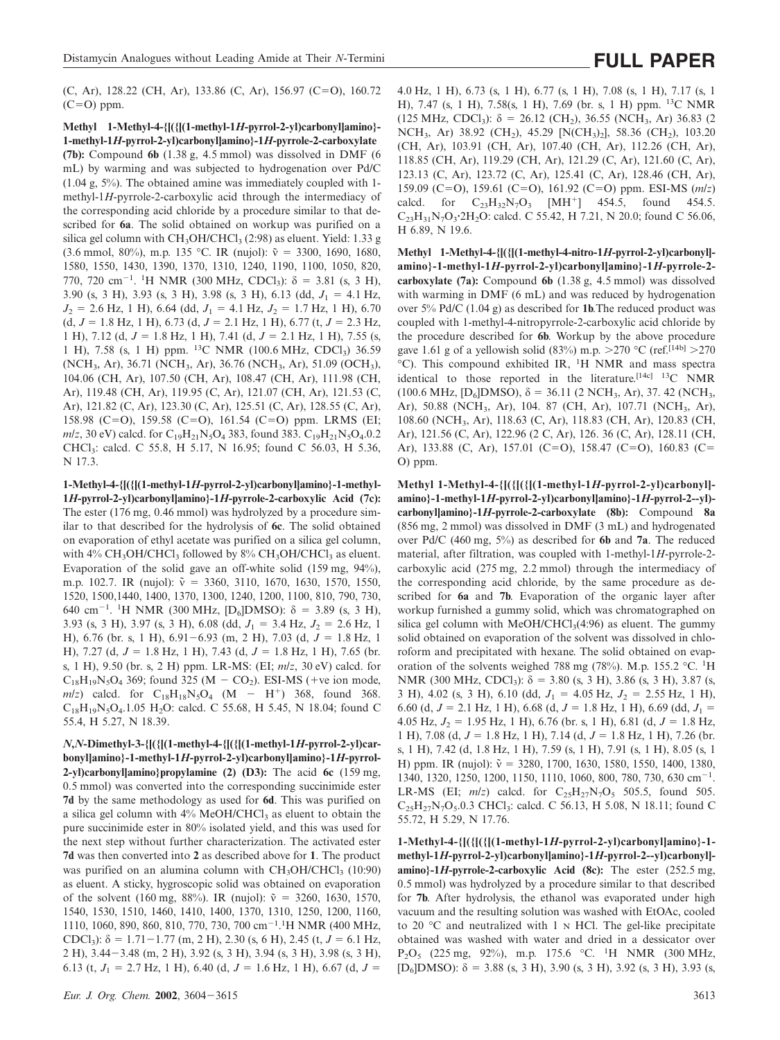(C, Ar), 128.22 (CH, Ar), 133.86 (C, Ar), 156.97 (C=O), 160.72 (C=O) ppm.

**Methyl 1-Methyl-4-{[({[(1-methyl-1*H*-pyrrol-2-yl)carbonyl]amino}-1-methyl-1*H*-pyrrol-2-yl)carbonyl]amino}-1*H*-pyrrole-2-carboxylate (7b):** Compound **6b** (1.38 g, 4.5 mmol) was dissolved in DMF (6 mL) by warming and was subjected to hydrogenation over Pd/C (1.04 g, 5%). The obtained amine was immediately coupled with 1-methyl-1*H*-pyrrole-2-carboxylic acid through the intermediacy of the corresponding acid chloride by a procedure similar to that described for **6a**. The solid obtained on workup was purified on a silica gel column with $CH_3OH/CHCl_3$ (2:98) as eluent. Yield: 1.33 g (3.6 mmol, 80%), m.p. 135 °C. IR (nujol): $\tilde{\nu}$ = 3300, 1690, 1680, 1580, 1550, 1430, 1390, 1370, 1310, 1240, 1190, 1100, 1050, 820, 770, 720 $cm^{-1}$. $^1H$ NMR (300 MHz, $CDCl_3$): δ = 3.81 (s, 3 H), 3.90 (s, 3 H), 3.93 (s, 3 H), 3.98 (s, 3 H), 6.13 (dd, $J_1$ = 4.1 Hz, $J_2$ = 2.6 Hz, 1 H), 6.64 (dd, $J_1$ = 4.1 Hz, $J_2$ = 1.7 Hz, 1 H), 6.70 (d, $J$ = 1.8 Hz, 1 H), 6.73 (d, $J$ = 2.1 Hz, 1 H), 6.77 (t, $J$ = 2.3 Hz, 1 H), 7.12 (d, $J$ = 1.8 Hz, 1 H), 7.41 (d, $J$ = 2.1 Hz, 1 H), 7.55 (s, 1 H), 7.58 (s, 1 H) ppm. $^{13}C$ NMR (100.6 MHz, $CDCl_3$) 36.59 ($NCH_3$, Ar), 36.71 ($NCH_3$, Ar), 36.76 ($NCH_3$, Ar), 51.09 ($OCH_3$), 104.06 (CH, Ar), 107.50 (CH, Ar), 108.47 (CH, Ar), 111.98 (CH, Ar), 119.48 (CH, Ar), 119.95 (C, Ar), 121.07 (CH, Ar), 121.53 (C, Ar), 121.82 (C, Ar), 123.30 (C, Ar), 125.51 (C, Ar), 128.55 (C, Ar), 158.98 (C=O), 159.58 (C=O), 161.54 (C=O) ppm. LRMS (EI; $m/z$, 30 eV) calcd. for $C_{19}H_{21}N_5O_4$ 383, found 383. $C_{19}H_{21}N_5O_4$.0.2 $CHCl_3$: calcd. C 55.8, H 5.17, N 16.95; found C 56.03, H 5.36, N 17.3.

**1-Methyl-4-{[({[(1-methyl-1*H*-pyrrol-2-yl)carbonyl]amino}-1-methyl-1*H*-pyrrol-2-yl)carbonyl]amino}-1*H*-pyrrole-2-carboxylic Acid (7c):** The ester (176 mg, 0.46 mmol) was hydrolyzed by a procedure similar to that described for the hydrolysis of **6c**. The solid obtained on evaporation of ethyl acetate was purified on a silica gel column, with 4% $CH_3OH/CHCl_3$ followed by 8% $CH_3OH/CHCl_3$ as eluent. Evaporation of the solid gave an off-white solid (159 mg, 94%), m.p. 102.7. IR (nujol): $\tilde{\nu}$ = 3360, 3110, 1670, 1630, 1570, 1550, 1520, 1500,1440, 1400, 1370, 1300, 1240, 1200, 1100, 810, 790, 730, 640 $cm^{-1}$. $^1H$ NMR (300 MHz, $[D_6]$DMSO): δ = 3.89 (s, 3 H), 3.93 (s, 3 H), 3.97 (s, 3 H), 6.08 (dd, $J_1$ = 3.4 Hz, $J_2$ = 2.6 Hz, 1 H), 6.76 (br. s, 1 H), 6.91−6.93 (m, 2 H), 7.03 (d, $J$ = 1.8 Hz, 1 H), 7.27 (d, $J$ = 1.8 Hz, 1 H), 7.43 (d, $J$ = 1.8 Hz, 1 H), 7.65 (br. s, 1 H), 9.50 (br. s, 2 H) ppm. LR-MS: (EI; $m/z$, 30 eV) calcd. for $C_{18}H_{19}N_5O_4$ 369; found 325 (M − $CO_2$). ESI-MS (+ve ion mode, $m/z$) calcd. for $C_{18}H_{18}N_5O_4$ (M − $H^+$) 368, found 368. $C_{18}H_{19}N_5O_4$.1.05 $H_2O$: calcd. C 55.68, H 5.45, N 18.04; found C 55.4, H 5.27, N 18.39.

***N*,*N*-Dimethyl-3-{[({[(1-methyl-4-{[({[(1-methyl-1*H*-pyrrol-2-yl)carbonyl]amino}-1-methyl-1*H*-pyrrol-2-yl)carbonyl]amino}-1*H*-pyrrol-2-yl)carbonyl]amino}propylamine (2) (D3):** The acid **6c** (159 mg, 0.5 mmol) was converted into the corresponding succinimide ester **7d** by the same methodology as used for **6d**. This was purified on a silica gel column with 4% $MeOH/CHCl_3$ as eluent to obtain the pure succinimide ester in 80% isolated yield, and this was used for the next step without further characterization. The activated ester **7d** was then converted into **2** as described above for **1**. The product was purified on an alumina column with $CH_3OH/CHCl_3$ (10:90) as eluent. A sticky, hygroscopic solid was obtained on evaporation of the solvent (160 mg, 88%). IR (nujol): $\tilde{\nu}$ = 3260, 1630, 1570, 1540, 1530, 1510, 1460, 1410, 1400, 1370, 1310, 1250, 1200, 1160, 1110, 1060, 890, 860, 810, 770, 730, 700 $cm^{-1}$. $^1H$ NMR (400 MHz, $CDCl_3$): δ = 1.71−1.77 (m, 2 H), 2.30 (s, 6 H), 2.45 (t, $J$ = 6.1 Hz, 2 H), 3.44−3.48 (m, 2 H), 3.92 (s, 3 H), 3.94 (s, 3 H), 3.98 (s, 3 H), 6.13 (t, $J_1$ = 2.7 Hz, 1 H), 6.40 (d, $J$ = 1.6 Hz, 1 H), 6.67 (d, $J$ = 4.0 Hz, 1 H), 6.73 (s, 1 H), 6.77 (s, 1 H), 7.08 (s, 1 H), 7.17 (s, 1 H), 7.47 (s, 1 H), 7.58(s, 1 H), 7.69 (br. s, 1 H) ppm. $^{13}C$ NMR (125 MHz, $CDCl_3$): δ = 26.12 ($CH_2$), 36.55 ($NCH_3$, Ar) 36.83 (2 $NCH_3$, Ar) 38.92 ($CH_2$), 45.29 [$N(CH_3)_2$], 58.36 ($CH_2$), 103.20 (CH, Ar), 103.91 (CH, Ar), 107.40 (CH, Ar), 112.26 (CH, Ar), 118.85 (CH, Ar), 119.29 (CH, Ar), 121.29 (C, Ar), 121.60 (C, Ar), 123.13 (C, Ar), 123.72 (C, Ar), 125.41 (C, Ar), 128.46 (CH, Ar), 159.09 (C=O), 159.61 (C=O), 161.92 (C=O) ppm. ESI-MS ($m/z$) calcd. for $C_{23}H_{32}N_7O_3$ [$MH^+$] 454.5, found 454.5. $C_{23}H_{31}N_7O_3$·$2H_2O$: calcd. C 55.42, H 7.21, N 20.0; found C 56.06, H 6.89, N 19.6.

**Methyl 1-Methyl-4-{[({[(1-methyl-4-nitro-1*H*-pyrrol-2-yl)carbonyl]amino}-1-methyl-1*H*-pyrrol-2-yl)carbonyl]amino}-1*H*-pyrrole-2-carboxylate (7a):** Compound **6b** (1.38 g, 4.5 mmol) was dissolved with warming in DMF (6 mL) and was reduced by hydrogenation over 5% Pd/C (1.04 g) as described for **1b**.The reduced product was coupled with 1-methyl-4-nitropyrrole-2-carboxylic acid chloride by the procedure described for **6b**. Workup by the above procedure gave 1.61 g of a yellowish solid (83%) m.p. >270 °C (ref.[14b] >270 °C). This compound exhibited IR, $^1H$ NMR and mass spectra identical to those reported in the literature.[14c] $^{13}C$ NMR (100.6 MHz, $[D_6]$DMSO), δ = 36.11 (2 $NCH_3$, Ar), 37. 42 ($NCH_3$, Ar), 50.88 ($NCH_3$, Ar), 104. 87 (CH, Ar), 107.71 ($NCH_3$, Ar), 108.60 ($NCH_3$, Ar), 118.63 (C, Ar), 118.83 (CH, Ar), 120.83 (CH, Ar), 121.56 (C, Ar), 122.96 (2 C, Ar), 126. 36 (C, Ar), 128.11 (CH, Ar), 133.88 (C, Ar), 157.01 (C=O), 158.47 (C=O), 160.83 (C=O) ppm.

**Methyl 1-Methyl-4-{[({[({[(1-methyl-1*H*-pyrrol-2-yl)carbonyl]amino}-1-methyl-1*H*-pyrrol-2-yl)carbonyl]amino}-1*H*-pyrrol-2--yl)carbonyl]amino}-1*H*-pyrrole-2-carboxylate (8b):** Compound **8a** (856 mg, 2 mmol) was dissolved in DMF (3 mL) and hydrogenated over Pd/C (460 mg, 5%) as described for **6b** and **7a**. The reduced material, after filtration, was coupled with 1-methyl-1*H*-pyrrole-2-carboxylic acid (275 mg, 2.2 mmol) through the intermediacy of the corresponding acid chloride, by the same procedure as described for **6a** and **7b**. Evaporation of the organic layer after workup furnished a gummy solid, which was chromatographed on silica gel column with $MeOH/CHCl_3$(4:96) as eluent. The gummy solid obtained on evaporation of the solvent was dissolved in chloroform and precipitated with hexane. The solid obtained on evaporation of the solvents weighed 788 mg (78%). M.p. 155.2 °C. $^1H$ NMR (300 MHz, $CDCl_3$): δ = 3.80 (s, 3 H), 3.86 (s, 3 H), 3.87 (s, 3 H), 4.02 (s, 3 H), 6.10 (dd, $J_1$ = 4.05 Hz, $J_2$ = 2.55 Hz, 1 H), 6.60 (d, $J$ = 2.1 Hz, 1 H), 6.68 (d, $J$ = 1.8 Hz, 1 H), 6.69 (dd, $J_1$ = 4.05 Hz, $J_2$ = 1.95 Hz, 1 H), 6.76 (br. s, 1 H), 6.81 (d, $J$ = 1.8 Hz, 1 H), 7.08 (d, $J$ = 1.8 Hz, 1 H), 7.14 (d, $J$ = 1.8 Hz, 1 H), 7.26 (br. s, 1 H), 7.42 (d, 1.8 Hz, 1 H), 7.59 (s, 1 H), 7.91 (s, 1 H), 8.05 (s, 1 H) ppm. IR (nujol): $\tilde{\nu}$ = 3280, 1700, 1630, 1580, 1550, 1400, 1380, 1340, 1320, 1250, 1200, 1150, 1110, 1060, 800, 780, 730, 630 $cm^{-1}$. LR-MS (EI; $m/z$) calcd. for $C_{25}H_{27}N_7O_5$ 505.5, found 505. $C_{25}H_{27}N_7O_5$.0.3 $CHCl_3$: calcd. C 56.13, H 5.08, N 18.11; found C 55.72, H 5.29, N 17.76.

**1-Methyl-4-{[({[({[(1-methyl-1*H*-pyrrol-2-yl)carbonyl]amino}-1-methyl-1*H*-pyrrol-2-yl)carbonyl]amino}-1*H*-pyrrol-2--yl)carbonyl]amino}-1*H*-pyrrole-2-carboxylic Acid (8c):** The ester (252.5 mg, 0.5 mmol) was hydrolyzed by a procedure similar to that described for **7b**. After hydrolysis, the ethanol was evaporated under high vacuum and the resulting solution was washed with EtOAc, cooled to 20 °C and neutralized with 1 N HCl. The gel-like precipitate obtained was washed with water and dried in a dessicator over $P_2O_5$ (225 mg, 92%), m.p. 175.6 °C. $^1H$ NMR (300 MHz, $[D_6]$DMSO): δ = 3.88 (s, 3 H), 3.90 (s, 3 H), 3.92 (s, 3 H), 3.93 (s,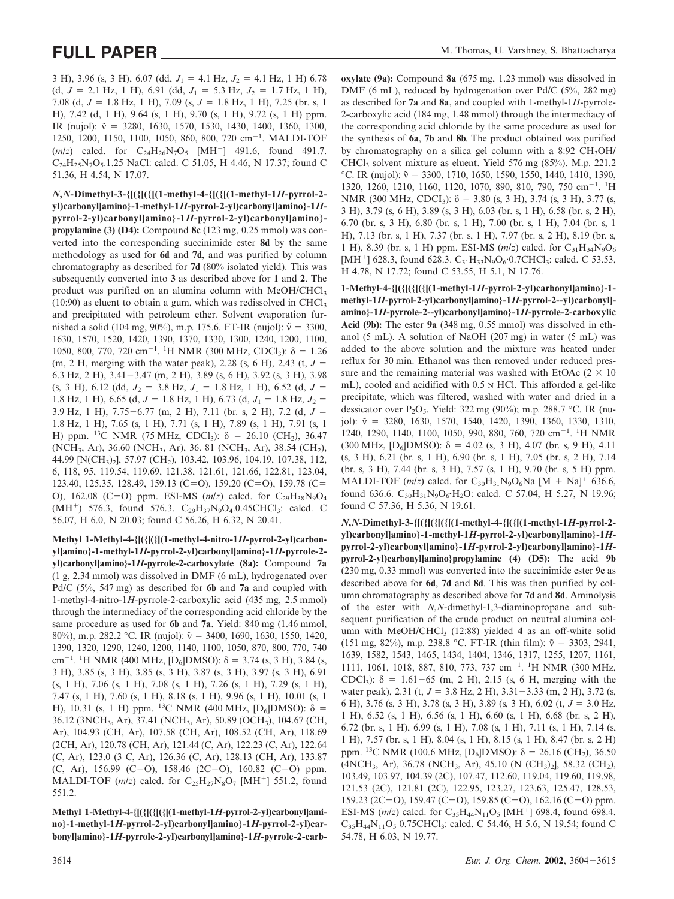3 H), 3.96 (s, 3 H), 6.07 (dd, $J_1$ = 4.1 Hz, $J_2$ = 4.1 Hz, 1 H) 6.78 (d, $J$ = 2.1 Hz, 1 H), 6.91 (dd, $J_1$ = 5.3 Hz, $J_2$ = 1.7 Hz, 1 H), 7.08 (d, $J$ = 1.8 Hz, 1 H), 7.09 (s, $J$ = 1.8 Hz, 1 H), 7.25 (br. s, 1 H), 7.42 (d, 1 H), 9.64 (s, 1 H), 9.70 (s, 1 H), 9.72 (s, 1 H) ppm. IR (nujol): $\tilde{\nu}$ = 3280, 1630, 1570, 1530, 1430, 1400, 1360, 1300, 1250, 1200, 1150, 1100, 1050, 860, 800, 720 cm$^{-1}$. MALDI-TOF (*m*/*z*) calcd. for $C_{24}H_{26}N_7O_5$ [MH$^+$] 491.6, found 491.7. $C_{24}H_{25}N_7O_5$.1.25 NaCl: calcd. C 51.05, H 4.46, N 17.37; found C 51.36, H 4.54, N 17.07.

***N*,*N*-Dimethyl-3-{[({[({[(1-methyl-4-{[({[(1-methyl-1*H*-pyrrol-2-yl)carbonyl]amino}-1-methyl-1*H*-pyrrol-2-yl)carbonyl]amino}-1*H*-pyrrol-2-yl)carbonyl]amino}-1*H*-pyrrol-2-yl)carbonyl]amino}-propylamine (3) (D4):** Compound **8c** (123 mg, 0.25 mmol) was converted into the corresponding succinimide ester **8d** by the same methodology as used for **6d** and **7d**, and was purified by column chromatography as described for **7d** (80% isolated yield). This was subsequently converted into **3** as described above for **1** and **2**. The product was purified on an alumina column with MeOH/$CHCl_3$ (10:90) as eluent to obtain a gum, which was redissolved in $CHCl_3$ and precipitated with petroleum ether. Solvent evaporation furnished a solid (104 mg, 90%), m.p. 175.6. FT-IR (nujol): $\tilde{\nu}$ = 3300, 1630, 1570, 1520, 1420, 1390, 1370, 1330, 1300, 1240, 1200, 1100, 1050, 800, 770, 720 cm$^{-1}$. $^1$H NMR (300 MHz, $CDCl_3$): δ = 1.26 (m, 2 H, merging with the water peak), 2.28 (s, 6 H), 2.43 (t, $J$ = 6.3 Hz, 2 H), 3.41−3.47 (m, 2 H), 3.89 (s, 6 H), 3.92 (s, 3 H), 3.98 (s, 3 H), 6.12 (dd, $J_2$ = 3.8 Hz, $J_1$ = 1.8 Hz, 1 H), 6.52 (d, $J$ = 1.8 Hz, 1 H), 6.65 (d, $J$ = 1.8 Hz, 1 H), 6.73 (d, $J_1$ = 1.8 Hz, $J_2$ = 3.9 Hz, 1 H), 7.75−6.77 (m, 2 H), 7.11 (br. s, 2 H), 7.2 (d, $J$ = 1.8 Hz, 1 H), 7.65 (s, 1 H), 7.71 (s, 1 H), 7.89 (s, 1 H), 7.91 (s, 1 H) ppm. $^{13}$C NMR (75 MHz, $CDCl_3$): δ = 26.10 ($CH_2$), 36.47 ($NCH_3$, Ar), 36.60 ($NCH_3$, Ar), 36. 81 ($NCH_3$, Ar), 38.54 ($CH_2$), 44.99 [$N(CH_3)_2$], 57.97 ($CH_2$), 103.42, 103.96, 104.19, 107.38, 112, 6, 118, 95, 119.54, 119.69, 121.38, 121.61, 121.66, 122.81, 123.04, 123.40, 125.35, 128.49, 159.13 (C=O), 159.20 (C=O), 159.78 (C=O), 162.08 (C=O) ppm. ESI-MS (*m*/*z*) calcd. for $C_{29}H_{38}N_9O_4$ (MH$^+$) 576.3, found 576.3. $C_{29}H_{37}N_9O_4$.0.45CHCl$_3$: calcd. C 56.07, H 6.0, N 20.03; found C 56.26, H 6.32, N 20.41.

**Methyl 1-Methyl-4-{[({[({[(1-methyl-4-nitro-1*H*-pyrrol-2-yl)carbonyl]amino}-1-methyl-1*H*-pyrrol-2-yl)carbonyl]amino}-1*H*-pyrrole-2-yl)carbonyl]amino}-1*H*-pyrrole-2-carboxylate (8a):** Compound **7a** (1 g, 2.34 mmol) was dissolved in DMF (6 mL), hydrogenated over Pd/C (5%, 547 mg) as described for **6b** and **7a** and coupled with 1-methyl-4-nitro-1*H*-pyrrole-2-carboxylic acid (435 mg, 2.5 mmol) through the intermediacy of the corresponding acid chloride by the same procedure as used for **6b** and **7a**. Yield: 840 mg (1.46 mmol, 80%), m.p. 282.2 °C. IR (nujol): $\tilde{\nu}$ = 3400, 1690, 1630, 1550, 1420, 1390, 1320, 1290, 1240, 1200, 1140, 1100, 1050, 870, 800, 770, 740 cm$^{-1}$. $^1$H NMR (400 MHz, [D$_6$]DMSO): δ = 3.74 (s, 3 H), 3.84 (s, 3 H), 3.85 (s, 3 H), 3.85 (s, 3 H), 3.87 (s, 3 H), 3.97 (s, 3 H), 6.91 (s, 1 H), 7.06 (s, 1 H), 7.08 (s, 1 H), 7.26 (s, 1 H), 7.29 (s, 1 H), 7.47 (s, 1 H), 7.60 (s, 1 H), 8.18 (s, 1 H), 9.96 (s, 1 H), 10.01 (s, 1 H), 10.31 (s, 1 H) ppm. $^{13}$C NMR (400 MHz, [D$_6$]DMSO): δ = 36.12 (3NCH$_3$, Ar), 37.41 ($NCH_3$, Ar), 50.89 ($OCH_3$), 104.67 (CH, Ar), 104.93 (CH, Ar), 107.58 (CH, Ar), 108.52 (CH, Ar), 118.69 (2CH, Ar), 120.78 (CH, Ar), 121.44 (C, Ar), 122.23 (C, Ar), 122.64 (C, Ar), 123.0 (3 C, Ar), 126.36 (C, Ar), 128.13 (CH, Ar), 133.87 (C, Ar), 156.99 (C=O), 158.46 (2C=O), 160.82 (C=O) ppm. MALDI-TOF (*m*/*z*) calcd. for $C_{25}H_{27}N_8O_7$ [MH$^+$] 551.2, found 551.2.

**Methyl 1-Methyl-4-{[({[({[(1-methyl-1*H*-pyrrol-2-yl)carbonyl]amino}-1-methyl-1*H*-pyrrol-2-yl)carbonyl]amino}-1*H*-pyrrol-2-yl)carbonyl]amino}-1*H*-pyrrole-2-yl)carbonyl]amino}-1*H*-pyrrole-2-carboxylate (9a):** Compound **8a** (675 mg, 1.23 mmol) was dissolved in DMF (6 mL), reduced by hydrogenation over Pd/C (5%, 282 mg) as described for **7a** and **8a**, and coupled with 1-methyl-1*H*-pyrrole-2-carboxylic acid (184 mg, 1.48 mmol) through the intermediacy of the corresponding acid chloride by the same procedure as used for the synthesis of **6a**, **7b** and **8b**. The product obtained was purified by chromatography on a silica gel column with a 8:92 $CH_3OH$/$CHCl_3$ solvent mixture as eluent. Yield 576 mg (85%). M.p. 221.2 °C. IR (nujol): $\tilde{\nu}$ = 3300, 1710, 1650, 1590, 1550, 1440, 1410, 1390, 1320, 1260, 1210, 1160, 1120, 1070, 890, 810, 790, 750 cm$^{-1}$. $^1$H NMR (300 MHz, $CDCl_3$): δ = 3.80 (s, 3 H), 3.74 (s, 3 H), 3.77 (s, 3 H), 3.79 (s, 6 H), 3.89 (s, 3 H), 6.03 (br. s, 1 H), 6.58 (br. s, 2 H), 6.70 (br. s, 3 H), 6.80 (br. s, 1 H), 7.00 (br. s, 1 H), 7.04 (br. s, 1 H), 7.13 (br. s, 1 H), 7.37 (br. s, 1 H), 7.97 (br. s, 2 H), 8.19 (br. s, 1 H), 8.39 (br. s, 1 H) ppm. ESI-MS (*m*/*z*) calcd. for $C_{31}H_{34}N_9O_6$ [MH$^+$] 628.3, found 628.3. $C_{31}H_{33}N_9O_6$·0.7CHCl$_3$: calcd. C 53.53, H 4.78, N 17.72; found C 53.55, H 5.1, N 17.76.

**1-Methyl-4-{[({[({[({[(1-methyl-1*H*-pyrrol-2-yl)carbonyl]amino}-1-methyl-1*H*-pyrrol-2-yl)carbonyl]amino}-1*H*-pyrrol-2--yl)carbonyl]amino}-1*H*-pyrrole-2--yl)carbonyl]amino}-1*H*-pyrrole-2-carboxylic Acid (9b):** The ester **9a** (348 mg, 0.55 mmol) was dissolved in ethanol (5 mL). A solution of NaOH (207 mg) in water (5 mL) was added to the above solution and the mixture was heated under reflux for 30 min. Ethanol was then removed under reduced pressure and the remaining material was washed with EtOAc (2 × 10 mL), cooled and acidified with 0.5 N HCl. This afforded a gel-like precipitate, which was filtered, washed with water and dried in a dessicator over $P_2O_5$. Yield: 322 mg (90%); m.p. 288.7 °C. IR (nujol): $\tilde{\nu}$ = 3280, 1630, 1570, 1540, 1420, 1390, 1360, 1330, 1310, 1240, 1290, 1140, 1100, 1050, 990, 880, 760, 720 cm$^{-1}$. $^1$H NMR (300 MHz, [D$_6$]DMSO): δ = 4.02 (s, 3 H), 4.07 (br. s, 9 H), 4.11 (s, 3 H), 6.21 (br. s, 1 H), 6.90 (br. s, 1 H), 7.05 (br. s, 2 H), 7.14 (br. s, 3 H), 7.44 (br. s, 3 H), 7.57 (s, 1 H), 9.70 (br. s, 5 H) ppm. MALDI-TOF (*m*/*z*) calcd. for $C_{30}H_{31}N_9O_6Na$ [M + Na]$^+$ 636.6, found 636.6. $C_{30}H_{31}N_9O_6$·$H_2O$: calcd. C 57.04, H 5.27, N 19.96; found C 57.36, H 5.36, N 19.61.

***N*,*N*-Dimethyl-3-{[({[({[({[(1-methyl-4-{[(1-methyl-1*H*-pyrrol-2-yl)carbonyl]amino}-1-methyl-1*H*-pyrrol-2-yl)carbonyl]amino}-1*H*-pyrrol-2-yl)carbonyl]amino}-1*H*-pyrrol-2-yl)carbonyl]amino}-1*H*-pyrrol-2-yl)carbonyl]amino}propylamine (4) (D5):** The acid **9b** (230 mg, 0.33 mmol) was converted into the succinimide ester **9c** as described above for **6d**, **7d** and **8d**. This was then purified by column chromatography as described above for **7d** and **8d**. Aminolysis of the ester with *N*,*N*-dimethyl-1,3-diaminopropane and subsequent purification of the crude product on neutral alumina column with MeOH/$CHCl_3$ (12:88) yielded **4** as an off-white solid (151 mg, 82%), m.p. 238.8 °C. FT-IR (thin film): $\tilde{\nu}$ = 3303, 2941, 1639, 1582, 1543, 1465, 1434, 1404, 1346, 1317, 1255, 1207, 1161, 1111, 1061, 1018, 887, 810, 773, 737 cm$^{-1}$. $^1$H NMR (300 MHz, $CDCl_3$): δ = 1.61−65 (m, 2 H), 2.15 (s, 6 H, merging with the water peak), 2.31 (t, $J$ = 3.8 Hz, 2 H), 3.31−3.33 (m, 2 H), 3.72 (s, 6 H), 3.76 (s, 3 H), 3.78 (s, 3 H), 3.89 (s, 3 H), 6.02 (t, $J$ = 3.0 Hz, 1 H), 6.52 (s, 1 H), 6.56 (s, 1 H), 6.60 (s, 1 H), 6.68 (br. s, 2 H), 6.72 (br. s, 1 H), 6.99 (s, 1 H), 7.08 (s, 1 H), 7.11 (s, 1 H), 7.14 (s, 1 H), 7.57 (br. s, 1 H), 8.04 (s, 1 H), 8.15 (s, 1 H), 8.47 (br. s, 2 H) ppm. $^{13}$C NMR (100.6 MHz, [D$_6$]DMSO): δ = 26.16 ($CH_2$), 36.50 (4NCH$_3$, Ar), 36.78 ($NCH_3$, Ar), 45.10 [N $(CH_3)_2$], 58.32 ($CH_2$), 103.49, 103.97, 104.39 (2C), 107.47, 112.60, 119.04, 119.60, 119.98, 121.53 (2C), 121.81 (2C), 122.95, 123.27, 123.63, 125.47, 128.53, 159.23 (2C=O), 159.47 (C=O), 159.85 (C=O), 162.16 (C=O) ppm. ESI-MS (*m*/*z*) calcd. for $C_{35}H_{44}N_{11}O_5$ [MH$^+$] 698.4, found 698.4. $C_{35}H_{44}N_{11}O_5$ 0.75CHCl$_3$: calcd. C 54.46, H 5.6, N 19.54; found C 54.78, H 6.03, N 19.77.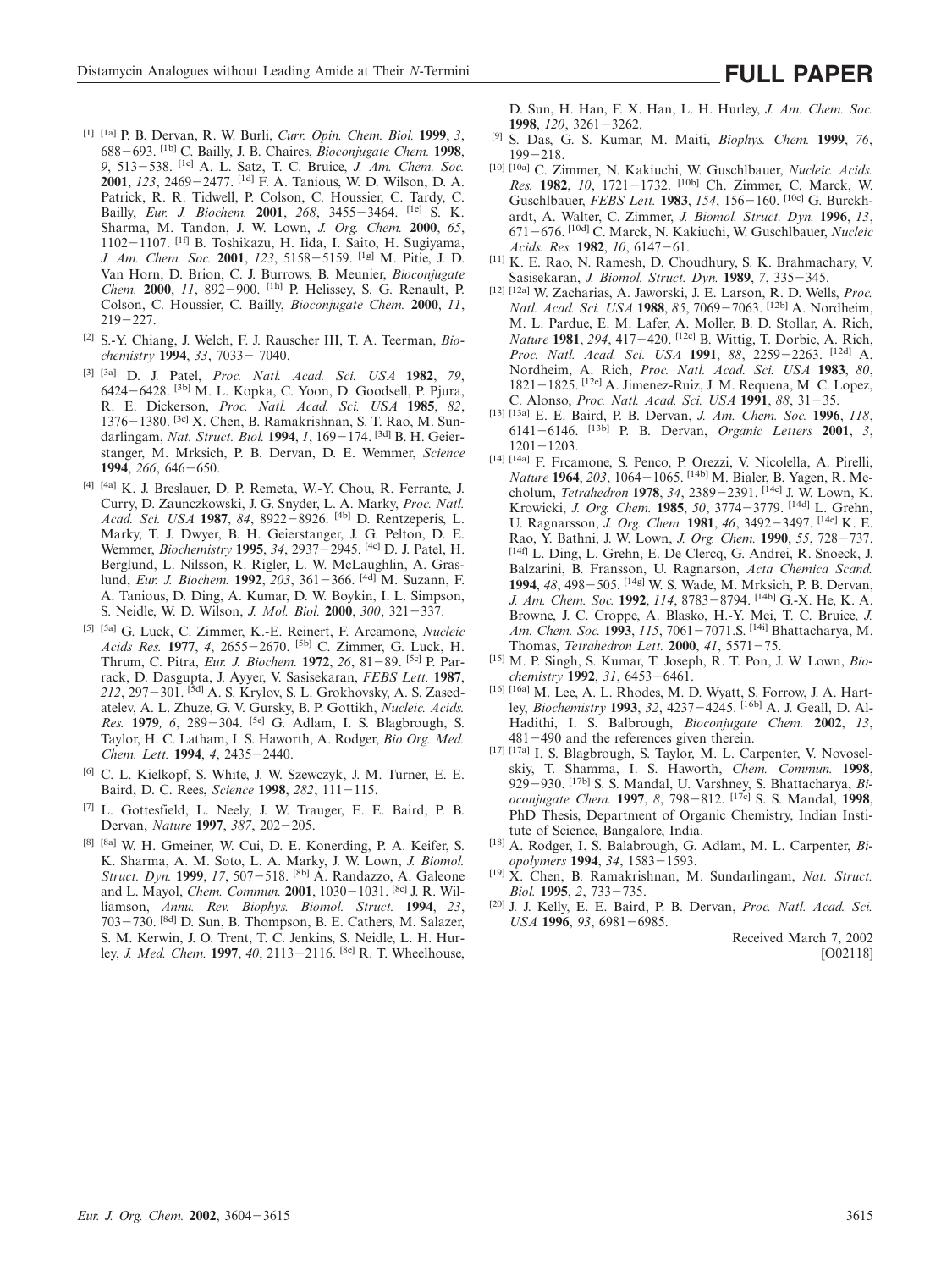[1] [1a] P. B. Dervan, R. W. Burli, *Curr. Opin. Chem. Biol.* **1999**, *3*, 688–693. [1b] C. Bailly, J. B. Chaires, *Bioconjugate Chem.* **1998**, *9*, 513–538. [1c] A. L. Satz, T. C. Bruice, *J. Am. Chem. Soc.* **2001**, *123*, 2469–2477. [1d] F. A. Tanious, W. D. Wilson, D. A. Patrick, R. R. Tidwell, P. Colson, C. Houssier, C. Tardy, C. Bailly, *Eur. J. Biochem.* **2001**, *268*, 3455–3464. [1e] S. K. Sharma, M. Tandon, J. W. Lown, *J. Org. Chem.* **2000**, *65*, 1102–1107. [1f] B. Toshikazu, H. Iida, I. Saito, H. Sugiyama, *J. Am. Chem. Soc.* **2001**, *123*, 5158–5159. [1g] M. Pitie, J. D. Van Horn, D. Brion, C. J. Burrows, B. Meunier, *Bioconjugate Chem.* **2000**, *11*, 892–900. [1h] P. Helissey, S. G. Renault, P. Colson, C. Houssier, C. Bailly, *Bioconjugate Chem.* **2000**, *11*, 219–227.

[2] S.-Y. Chiang, J. Welch, F. J. Rauscher III, T. A. Teerman, *Biochemistry* **1994**, *33*, 7033– 7040.

[3] [3a] D. J. Patel, *Proc. Natl. Acad. Sci. USA* **1982**, *79*, 6424–6428. [3b] M. L. Kopka, C. Yoon, D. Goodsell, P. Pjura, R. E. Dickerson, *Proc. Natl. Acad. Sci. USA* **1985**, *82*, 1376–1380. [3c] X. Chen, B. Ramakrishnan, S. T. Rao, M. Sundarlingam, *Nat. Struct. Biol.* **1994**, *1*, 169–174. [3d] B. H. Geierstanger, M. Mrksich, P. B. Dervan, D. E. Wemmer, *Science* **1994**, *266*, 646–650.

[4] [4a] K. J. Breslauer, D. P. Remeta, W.-Y. Chou, R. Ferrante, J. Curry, D. Zaunczkowski, J. G. Snyder, L. A. Marky, *Proc. Natl. Acad. Sci. USA* **1987**, *84*, 8922–8926. [4b] D. Rentzeperis, L. Marky, T. J. Dwyer, B. H. Geierstanger, J. G. Pelton, D. E. Wemmer, *Biochemistry* **1995**, *34*, 2937–2945. [4c] D. J. Patel, H. Berglund, L. Nilsson, R. Rigler, L. W. McLaughlin, A. Graslund, *Eur. J. Biochem.* **1992**, *203*, 361–366. [4d] M. Suzann, F. A. Tanious, D. Ding, A. Kumar, D. W. Boykin, I. L. Simpson, S. Neidle, W. D. Wilson, *J. Mol. Biol.* **2000**, *300*, 321–337.

[5] [5a] G. Luck, C. Zimmer, K.-E. Reinert, F. Arcamone, *Nucleic Acids Res.* **1977**, *4*, 2655–2670. [5b] C. Zimmer, G. Luck, H. Thrum, C. Pitra, *Eur. J. Biochem.* **1972**, *26*, 81–89. [5c] P. Parrack, D. Dasgupta, J. Ayyer, V. Sasisekaran, *FEBS Lett.* **1987**, *212*, 297–301. [5d] A. S. Krylov, S. L. Grokhovsky, A. S. Zasedatelev, A. L. Zhuze, G. V. Gursky, B. P. Gottikh, *Nucleic. Acids. Res.* **1979**, *6*, 289–304. [5e] G. Adlam, I. S. Blagbrough, S. Taylor, H. C. Latham, I. S. Haworth, A. Rodger, *Bio Org. Med. Chem. Lett.* **1994**, *4*, 2435–2440.

[6] C. L. Kielkopf, S. White, J. W. Szewczyk, J. M. Turner, E. E. Baird, D. C. Rees, *Science* **1998**, *282*, 111–115.

[7] L. Gottesfield, L. Neely, J. W. Trauger, E. E. Baird, P. B. Dervan, *Nature* **1997**, *387*, 202–205.

[8] [8a] W. H. Gmeiner, W. Cui, D. E. Konerding, P. A. Keifer, S. K. Sharma, A. M. Soto, L. A. Marky, J. W. Lown, *J. Biomol. Struct. Dyn.* **1999**, *17*, 507–518. [8b] A. Randazzo, A. Galeone and L. Mayol, *Chem. Commun.* **2001**, 1030–1031. [8c] J. R. Williamson, *Annu. Rev. Biophys. Biomol. Struct.* **1994**, *23*, 703–730. [8d] D. Sun, B. Thompson, B. E. Cathers, M. Salazer, S. M. Kerwin, J. O. Trent, T. C. Jenkins, S. Neidle, L. H. Hurley, *J. Med. Chem.* **1997**, *40*, 2113–2116. [8e] R. T. Wheelhouse, D. Sun, H. Han, F. X. Han, L. H. Hurley, *J. Am. Chem. Soc.* **1998**, *120*, 3261–3262.

[9] S. Das, G. S. Kumar, M. Maiti, *Biophys. Chem.* **1999**, *76*, 199–218.

[10] [10a] C. Zimmer, N. Kakiuchi, W. Guschlbauer, *Nucleic. Acids. Res.* **1982**, *10*, 1721–1732. [10b] Ch. Zimmer, C. Marck, W. Guschlbauer, *FEBS Lett.* **1983**, *154*, 156–160. [10c] G. Burckhardt, A. Walter, C. Zimmer, *J. Biomol. Struct. Dyn.* **1996**, *13*, 671–676. [10d] C. Marck, N. Kakiuchi, W. Guschlbauer, *Nucleic Acids. Res.* **1982**, *10*, 6147–61.

[11] K. E. Rao, N. Ramesh, D. Choudhury, S. K. Brahmachary, V. Sasisekaran, *J. Biomol. Struct. Dyn.* **1989**, *7*, 335–345.

[12] [12a] W. Zacharias, A. Jaworski, J. E. Larson, R. D. Wells, *Proc. Natl. Acad. Sci. USA* **1988**, *85*, 7069–7063. [12b] A. Nordheim, M. L. Pardue, E. M. Lafer, A. Moller, B. D. Stollar, A. Rich, *Nature* **1981**, *294*, 417–420. [12c] B. Wittig, T. Dorbic, A. Rich, *Proc. Natl. Acad. Sci. USA* **1991**, *88*, 2259–2263. [12d] A. Nordheim, A. Rich, *Proc. Natl. Acad. Sci. USA* **1983**, *80*, 1821–1825. [12e] A. Jimenez-Ruiz, J. M. Requena, M. C. Lopez, C. Alonso, *Proc. Natl. Acad. Sci. USA* **1991**, *88*, 31–35.

[13] [13a] E. E. Baird, P. B. Dervan, *J. Am. Chem. Soc.* **1996**, *118*, 6141–6146. [13b] P. B. Dervan, *Organic Letters* **2001**, *3*, 1201–1203.

[14] [14a] F. Frcamone, S. Penco, P. Orezzi, V. Nicolella, A. Pirelli, *Nature* **1964**, *203*, 1064–1065. [14b] M. Bialer, B. Yagen, R. Mecholum, *Tetrahedron* **1978**, *34*, 2389–2391. [14c] J. W. Lown, K. Krowicki, *J. Org. Chem.* **1985**, *50*, 3774–3779. [14d] L. Grehn, U. Ragnarsson, *J. Org. Chem.* **1981**, *46*, 3492–3497. [14e] K. E. Rao, Y. Bathni, J. W. Lown, *J. Org. Chem.* **1990**, *55*, 728–737. [14f] L. Ding, L. Grehn, E. De Clercq, G. Andrei, R. Snoeck, J. Balzarini, B. Fransson, U. Ragnarsson, *Acta Chemica Scand.* **1994**, *48*, 498–505. [14g] W. S. Wade, M. Mrksich, P. B. Dervan, *J. Am. Chem. Soc.* **1992**, *114*, 8783–8794. [14h] G.-X. He, K. A. Browne, J. C. Croppe, A. Blasko, H.-Y. Mei, T. C. Bruice, *J. Am. Chem. Soc.* **1993**, *115*, 7061–7071.S. [14i] Bhattacharya, M. Thomas, *Tetrahedron Lett.* **2000**, *41*, 5571–75.

[15] M. P. Singh, S. Kumar, T. Joseph, R. T. Pon, J. W. Lown, *Biochemistry* **1992**, *31*, 6453–6461.

[16] [16a] M. Lee, A. L. Rhodes, M. D. Wyatt, S. Forrow, J. A. Hartley, *Biochemistry* **1993**, *32*, 4237–4245. [16b] A. J. Geall, D. Al-Hadithi, I. S. Balbrough, *Bioconjugate Chem.* **2002**, *13*, 481–490 and the references given therein.

[17] [17a] I. S. Blagbrough, S. Taylor, M. L. Carpenter, V. Novoselskiy, T. Shamma, I. S. Haworth, *Chem. Commun.* **1998**, 929–930. [17b] S. S. Mandal, U. Varshney, S. Bhattacharya, *Bioconjugate Chem.* **1997**, *8*, 798–812. [17c] S. S. Mandal, **1998**, PhD Thesis, Department of Organic Chemistry, Indian Institute of Science, Bangalore, India.

[18] A. Rodger, I. S. Balabrough, G. Adlam, M. L. Carpenter, *Biopolymers* **1994**, *34*, 1583–1593.

[19] X. Chen, B. Ramakrishnan, M. Sundarlingam, *Nat. Struct. Biol.* **1995**, *2*, 733–735.

[20] J. J. Kelly, E. E. Baird, P. B. Dervan, *Proc. Natl. Acad. Sci. USA* **1996**, *93*, 6981–6985.

Received March 7, 2002
[O02118]